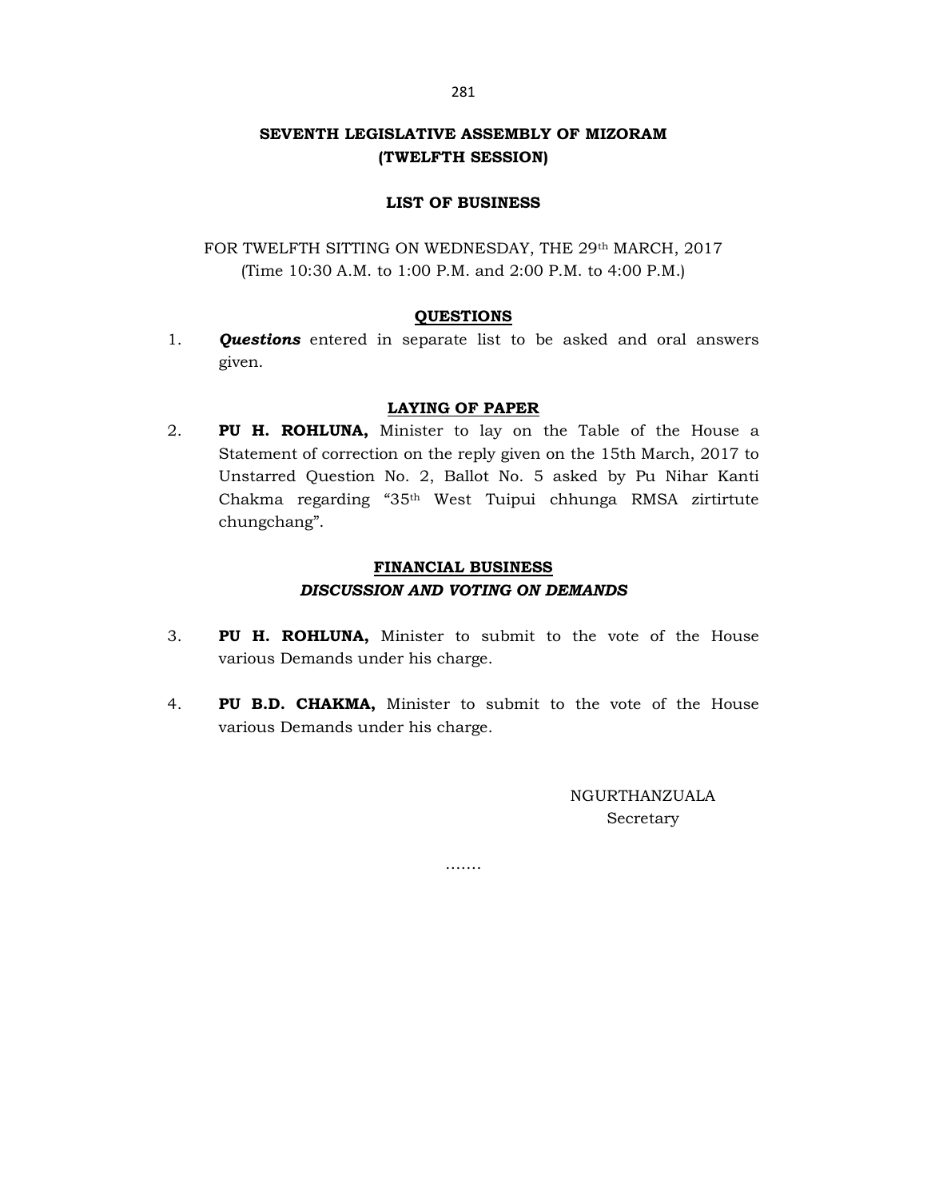# SEVENTH LEGISLATIVE ASSEMBLY OF MIZORAM
## (TWELFTH SESSION)

### LIST OF BUSINESS

FOR TWELFTH SITTING ON WEDNESDAY, THE 29th MARCH, 2017
(Time 10:30 A.M. to 1:00 P.M. and 2:00 P.M. to 4:00 P.M.)

#### QUESTIONS

1. ***Questions*** entered in separate list to be asked and oral answers given.

#### LAYING OF PAPER

2. **PU H. ROHLUNA,** Minister to lay on the Table of the House a Statement of correction on the reply given on the 15th March, 2017 to Unstarred Question No. 2, Ballot No. 5 asked by Pu Nihar Kanti Chakma regarding "35th West Tuipui chhunga RMSA zirtirtute chungchang".

#### FINANCIAL BUSINESS
***DISCUSSION AND VOTING ON DEMANDS***

3. **PU H. ROHLUNA,** Minister to submit to the vote of the House various Demands under his charge.

4. **PU B.D. CHAKMA,** Minister to submit to the vote of the House various Demands under his charge.

NGURTHANZUALA
Secretary

…….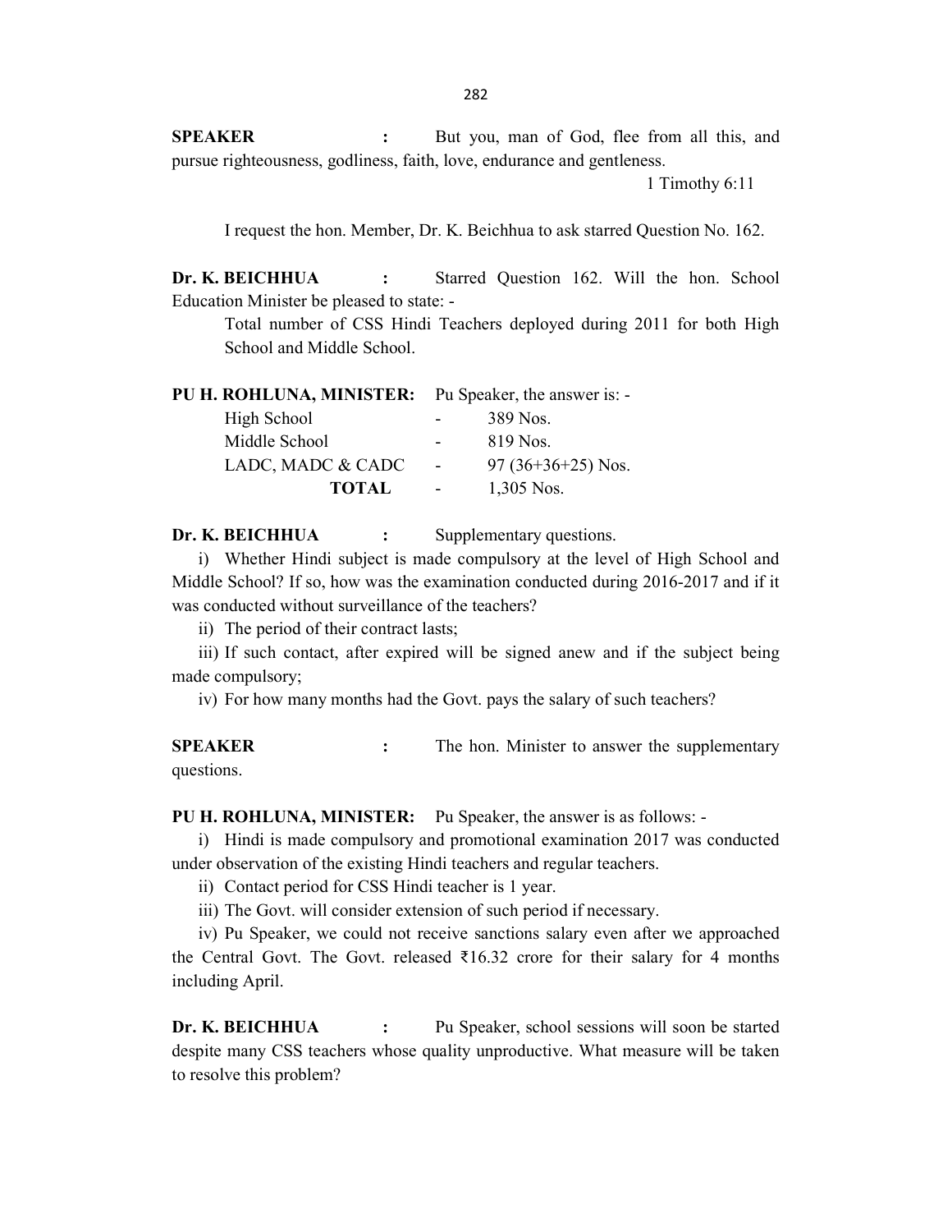**SPEAKER** : But you, man of God, flee from all this, and pursue righteousness, godliness, faith, love, endurance and gentleness.

1 Timothy 6:11

I request the hon. Member, Dr. K. Beichhua to ask starred Question No. 162.

**Dr. K. BEICHHUA** : Starred Question 162. Will the hon. School Education Minister be pleased to state: -

Total number of CSS Hindi Teachers deployed during 2011 for both High School and Middle School.

**PU H. ROHLUNA, MINISTER:** Pu Speaker, the answer is: -

| | | |
|---|---|---|
| High School | - | 389 Nos. |
| Middle School | - | 819 Nos. |
| LADC, MADC & CADC | - | 97 (36+36+25) Nos. |
| **TOTAL** | - | 1,305 Nos. |

**Dr. K. BEICHHUA** : Supplementary questions.

i) Whether Hindi subject is made compulsory at the level of High School and Middle School? If so, how was the examination conducted during 2016-2017 and if it was conducted without surveillance of the teachers?

ii) The period of their contract lasts;

iii) If such contact, after expired will be signed anew and if the subject being made compulsory;

iv) For how many months had the Govt. pays the salary of such teachers?

**SPEAKER** : The hon. Minister to answer the supplementary questions.

**PU H. ROHLUNA, MINISTER:** Pu Speaker, the answer is as follows: -

i) Hindi is made compulsory and promotional examination 2017 was conducted under observation of the existing Hindi teachers and regular teachers.

ii) Contact period for CSS Hindi teacher is 1 year.

iii) The Govt. will consider extension of such period if necessary.

iv) Pu Speaker, we could not receive sanctions salary even after we approached the Central Govt. The Govt. released ₹16.32 crore for their salary for 4 months including April.

**Dr. K. BEICHHUA** : Pu Speaker, school sessions will soon be started despite many CSS teachers whose quality unproductive. What measure will be taken to resolve this problem?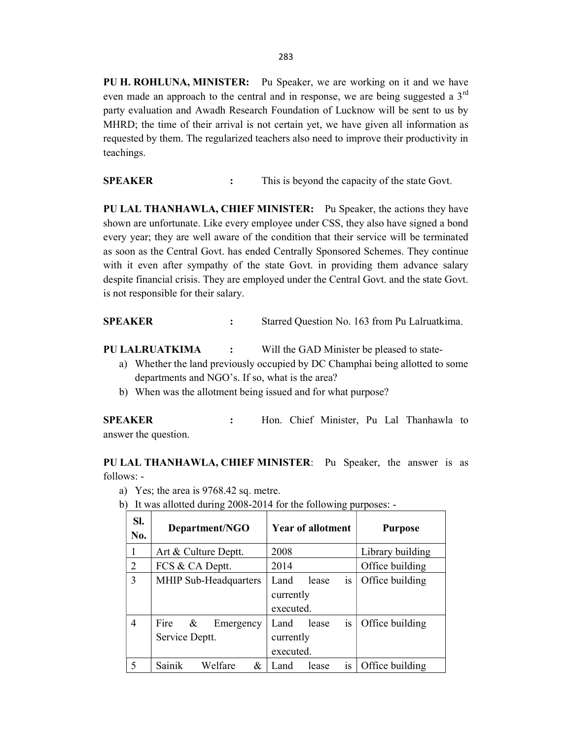**PU H. ROHLUNA, MINISTER:** Pu Speaker, we are working on it and we have even made an approach to the central and in response, we are being suggested a 3rd party evaluation and Awadh Research Foundation of Lucknow will be sent to us by MHRD; the time of their arrival is not certain yet, we have given all information as requested by them. The regularized teachers also need to improve their productivity in teachings.

**SPEAKER** : This is beyond the capacity of the state Govt.

**PU LAL THANHAWLA, CHIEF MINISTER:** Pu Speaker, the actions they have shown are unfortunate. Like every employee under CSS, they also have signed a bond every year; they are well aware of the condition that their service will be terminated as soon as the Central Govt. has ended Centrally Sponsored Schemes. They continue with it even after sympathy of the state Govt. in providing them advance salary despite financial crisis. They are employed under the Central Govt. and the state Govt. is not responsible for their salary.

**SPEAKER** : Starred Question No. 163 from Pu Lalruatkima.

**PU LALRUATKIMA** : Will the GAD Minister be pleased to state-

a) Whether the land previously occupied by DC Champhai being allotted to some departments and NGO's. If so, what is the area?
b) When was the allotment being issued and for what purpose?

**SPEAKER** : Hon. Chief Minister, Pu Lal Thanhawla to answer the question.

**PU LAL THANHAWLA, CHIEF MINISTER**: Pu Speaker, the answer is as follows: -

a) Yes; the area is 9768.42 sq. metre.
b) It was allotted during 2008-2014 for the following purposes: -

| Sl. No. | Department/NGO | Year of allotment | Purpose |
|---|---|---|---|
| 1 | Art & Culture Deptt. | 2008 | Library building |
| 2 | FCS & CA Deptt. | 2014 | Office building |
| 3 | MHIP Sub-Headquarters | Land lease is currently executed. | Office building |
| 4 | Fire & Emergency Service Deptt. | Land lease is currently executed. | Office building |
| 5 | Sainik Welfare & | Land lease is | Office building |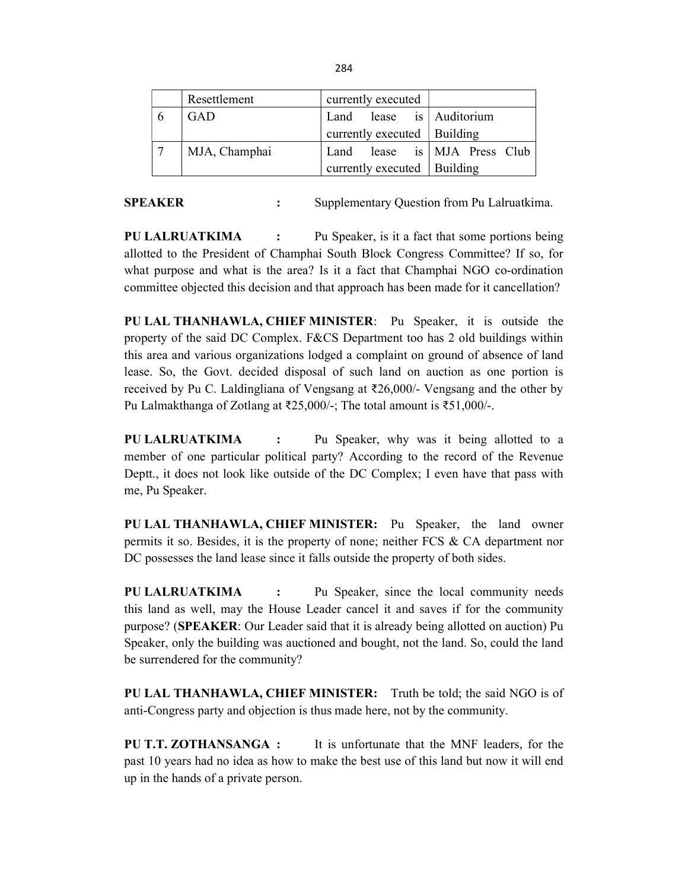|   | Resettlement | currently executed |   |
|---|---|---|---|
| 6 | GAD | Land lease is currently executed | Auditorium Building |
| 7 | MJA, Champhai | Land lease is currently executed | MJA Press Club Building |

**SPEAKER :** Supplementary Question from Pu Lalruatkima.

**PU LALRUATKIMA :** Pu Speaker, is it a fact that some portions being allotted to the President of Champhai South Block Congress Committee? If so, for what purpose and what is the area? Is it a fact that Champhai NGO co-ordination committee objected this decision and that approach has been made for it cancellation?

**PU LAL THANHAWLA, CHIEF MINISTER**: Pu Speaker, it is outside the property of the said DC Complex. F&CS Department too has 2 old buildings within this area and various organizations lodged a complaint on ground of absence of land lease. So, the Govt. decided disposal of such land on auction as one portion is received by Pu C. Laldingliana of Vengsang at ₹26,000/- Vengsang and the other by Pu Lalmakthanga of Zotlang at ₹25,000/-; The total amount is ₹51,000/-.

**PU LALRUATKIMA :** Pu Speaker, why was it being allotted to a member of one particular political party? According to the record of the Revenue Deptt., it does not look like outside of the DC Complex; I even have that pass with me, Pu Speaker.

**PU LAL THANHAWLA, CHIEF MINISTER:** Pu Speaker, the land owner permits it so. Besides, it is the property of none; neither FCS & CA department nor DC possesses the land lease since it falls outside the property of both sides.

**PU LALRUATKIMA :** Pu Speaker, since the local community needs this land as well, may the House Leader cancel it and saves if for the community purpose? (**SPEAKER**: Our Leader said that it is already being allotted on auction) Pu Speaker, only the building was auctioned and bought, not the land. So, could the land be surrendered for the community?

**PU LAL THANHAWLA, CHIEF MINISTER:** Truth be told; the said NGO is of anti-Congress party and objection is thus made here, not by the community.

**PU T.T. ZOTHANSANGA :** It is unfortunate that the MNF leaders, for the past 10 years had no idea as how to make the best use of this land but now it will end up in the hands of a private person.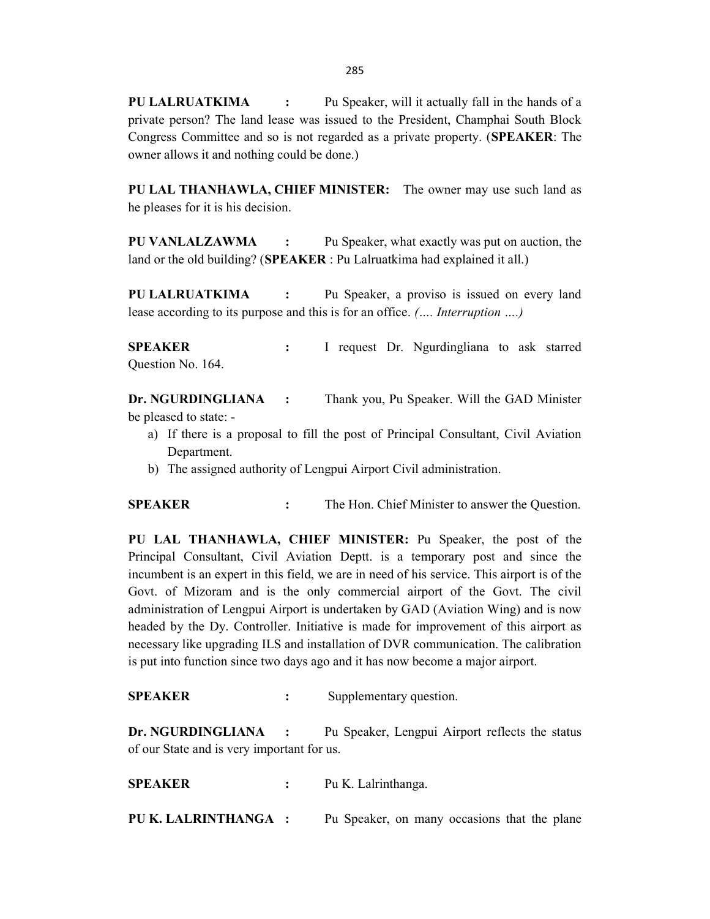**PU LALRUATKIMA :** Pu Speaker, will it actually fall in the hands of a private person? The land lease was issued to the President, Champhai South Block Congress Committee and so is not regarded as a private property. (**SPEAKER**: The owner allows it and nothing could be done.)

**PU LAL THANHAWLA, CHIEF MINISTER:** The owner may use such land as he pleases for it is his decision.

**PU VANLALZAWMA :** Pu Speaker, what exactly was put on auction, the land or the old building? (**SPEAKER** : Pu Lalruatkima had explained it all.)

**PU LALRUATKIMA :** Pu Speaker, a proviso is issued on every land lease according to its purpose and this is for an office. *(…. Interruption ….)*

**SPEAKER :** I request Dr. Ngurdingliana to ask starred Question No. 164.

**Dr. NGURDINGLIANA :** Thank you, Pu Speaker. Will the GAD Minister be pleased to state: -

a) If there is a proposal to fill the post of Principal Consultant, Civil Aviation Department.
b) The assigned authority of Lengpui Airport Civil administration.

**SPEAKER :** The Hon. Chief Minister to answer the Question.

**PU LAL THANHAWLA, CHIEF MINISTER:** Pu Speaker, the post of the Principal Consultant, Civil Aviation Deptt. is a temporary post and since the incumbent is an expert in this field, we are in need of his service. This airport is of the Govt. of Mizoram and is the only commercial airport of the Govt. The civil administration of Lengpui Airport is undertaken by GAD (Aviation Wing) and is now headed by the Dy. Controller. Initiative is made for improvement of this airport as necessary like upgrading ILS and installation of DVR communication. The calibration is put into function since two days ago and it has now become a major airport.

**SPEAKER :** Supplementary question.

**Dr. NGURDINGLIANA :** Pu Speaker, Lengpui Airport reflects the status of our State and is very important for us.

**SPEAKER :** Pu K. Lalrinthanga.

**PU K. LALRINTHANGA :** Pu Speaker, on many occasions that the plane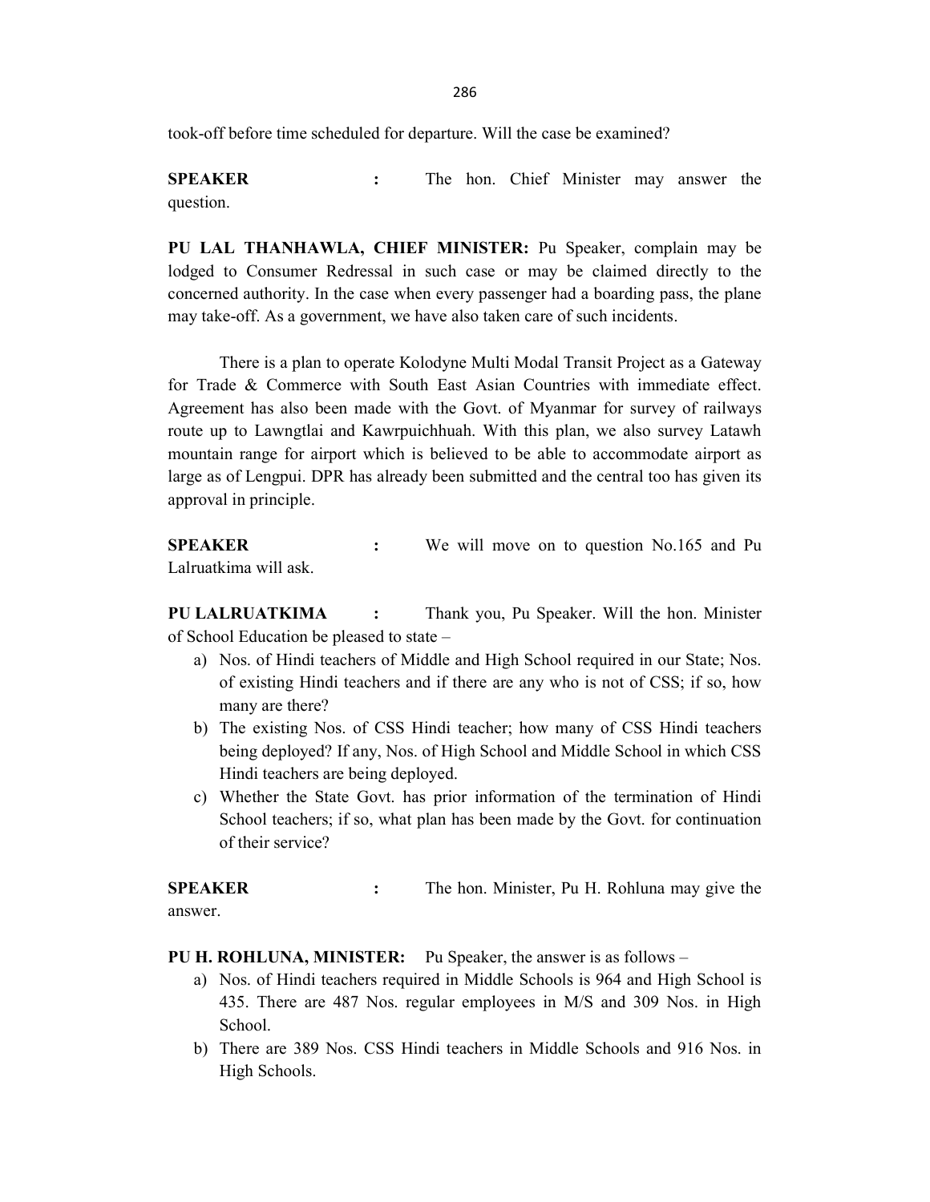took-off before time scheduled for departure. Will the case be examined?

**SPEAKER** : The hon. Chief Minister may answer the question.

**PU LAL THANHAWLA, CHIEF MINISTER:** Pu Speaker, complain may be lodged to Consumer Redressal in such case or may be claimed directly to the concerned authority. In the case when every passenger had a boarding pass, the plane may take-off. As a government, we have also taken care of such incidents.

There is a plan to operate Kolodyne Multi Modal Transit Project as a Gateway for Trade & Commerce with South East Asian Countries with immediate effect. Agreement has also been made with the Govt. of Myanmar for survey of railways route up to Lawngtlai and Kawrpuichhuah. With this plan, we also survey Latawh mountain range for airport which is believed to be able to accommodate airport as large as of Lengpui. DPR has already been submitted and the central too has given its approval in principle.

**SPEAKER** : We will move on to question No.165 and Pu Lalruatkima will ask.

**PU LALRUATKIMA** : Thank you, Pu Speaker. Will the hon. Minister of School Education be pleased to state –

a) Nos. of Hindi teachers of Middle and High School required in our State; Nos. of existing Hindi teachers and if there are any who is not of CSS; if so, how many are there?
b) The existing Nos. of CSS Hindi teacher; how many of CSS Hindi teachers being deployed? If any, Nos. of High School and Middle School in which CSS Hindi teachers are being deployed.
c) Whether the State Govt. has prior information of the termination of Hindi School teachers; if so, what plan has been made by the Govt. for continuation of their service?

**SPEAKER** : The hon. Minister, Pu H. Rohluna may give the answer.

**PU H. ROHLUNA, MINISTER:** Pu Speaker, the answer is as follows –

a) Nos. of Hindi teachers required in Middle Schools is 964 and High School is 435. There are 487 Nos. regular employees in M/S and 309 Nos. in High School.
b) There are 389 Nos. CSS Hindi teachers in Middle Schools and 916 Nos. in High Schools.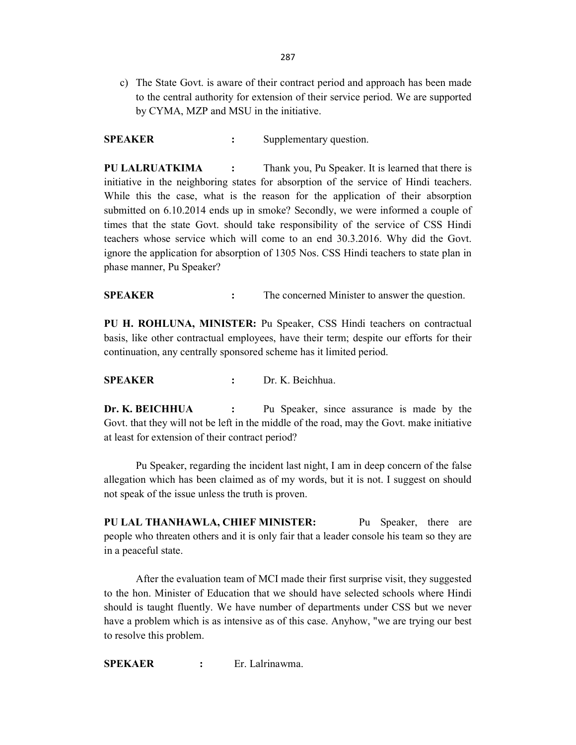c) The State Govt. is aware of their contract period and approach has been made to the central authority for extension of their service period. We are supported by CYMA, MZP and MSU in the initiative.

**SPEAKER** : Supplementary question.

**PU LALRUATKIMA** : Thank you, Pu Speaker. It is learned that there is initiative in the neighboring states for absorption of the service of Hindi teachers. While this the case, what is the reason for the application of their absorption submitted on 6.10.2014 ends up in smoke? Secondly, we were informed a couple of times that the state Govt. should take responsibility of the service of CSS Hindi teachers whose service which will come to an end 30.3.2016. Why did the Govt. ignore the application for absorption of 1305 Nos. CSS Hindi teachers to state plan in phase manner, Pu Speaker?

**SPEAKER** : The concerned Minister to answer the question.

**PU H. ROHLUNA, MINISTER:** Pu Speaker, CSS Hindi teachers on contractual basis, like other contractual employees, have their term; despite our efforts for their continuation, any centrally sponsored scheme has it limited period.

**SPEAKER** : Dr. K. Beichhua.

**Dr. K. BEICHHUA** : Pu Speaker, since assurance is made by the Govt. that they will not be left in the middle of the road, may the Govt. make initiative at least for extension of their contract period?

Pu Speaker, regarding the incident last night, I am in deep concern of the false allegation which has been claimed as of my words, but it is not. I suggest on should not speak of the issue unless the truth is proven.

**PU LAL THANHAWLA, CHIEF MINISTER:** Pu Speaker, there are people who threaten others and it is only fair that a leader console his team so they are in a peaceful state.

After the evaluation team of MCI made their first surprise visit, they suggested to the hon. Minister of Education that we should have selected schools where Hindi should is taught fluently. We have number of departments under CSS but we never have a problem which is as intensive as of this case. Anyhow, "we are trying our best to resolve this problem.

**SPEKAER** : Er. Lalrinawma.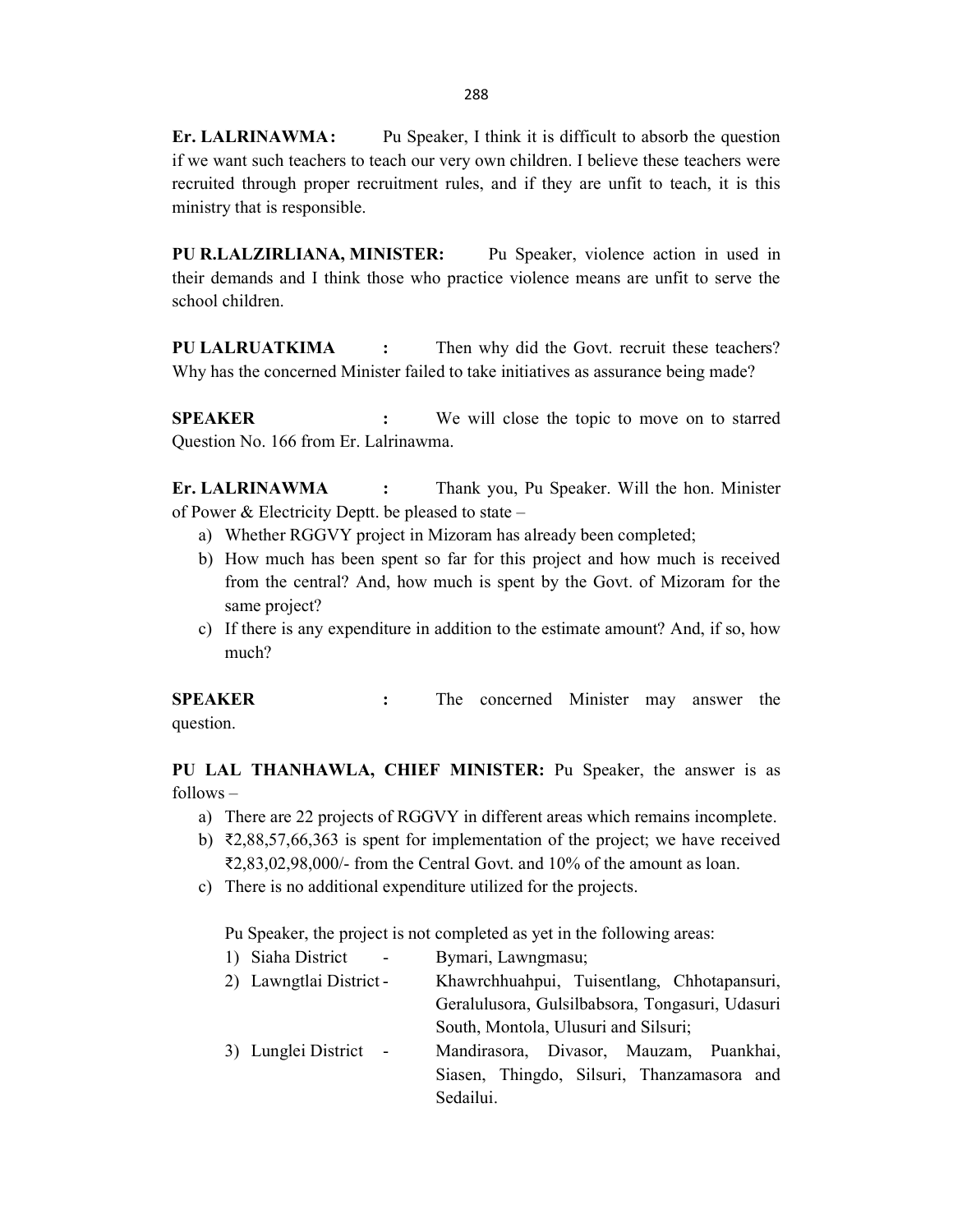**Er. LALRINAWMA:** Pu Speaker, I think it is difficult to absorb the question if we want such teachers to teach our very own children. I believe these teachers were recruited through proper recruitment rules, and if they are unfit to teach, it is this ministry that is responsible.

**PU R.LALZIRLIANA, MINISTER:** Pu Speaker, violence action in used in their demands and I think those who practice violence means are unfit to serve the school children.

**PU LALRUATKIMA :** Then why did the Govt. recruit these teachers? Why has the concerned Minister failed to take initiatives as assurance being made?

**SPEAKER :** We will close the topic to move on to starred Question No. 166 from Er. Lalrinawma.

**Er. LALRINAWMA :** Thank you, Pu Speaker. Will the hon. Minister of Power & Electricity Deptt. be pleased to state –

a) Whether RGGVY project in Mizoram has already been completed;
b) How much has been spent so far for this project and how much is received from the central? And, how much is spent by the Govt. of Mizoram for the same project?
c) If there is any expenditure in addition to the estimate amount? And, if so, how much?

**SPEAKER :** The concerned Minister may answer the question.

**PU LAL THANHAWLA, CHIEF MINISTER:** Pu Speaker, the answer is as follows –

a) There are 22 projects of RGGVY in different areas which remains incomplete.
b) ₹2,88,57,66,363 is spent for implementation of the project; we have received ₹2,83,02,98,000/- from the Central Govt. and 10% of the amount as loan.
c) There is no additional expenditure utilized for the projects.

Pu Speaker, the project is not completed as yet in the following areas:

1) Siaha District - Bymari, Lawngmasu;
2) Lawngtlai District - Khawrchhuahpui, Tuisentlang, Chhotapansuri, Geralulusora, Gulsilbabsora, Tongasuri, Udasuri South, Montola, Ulusuri and Silsuri;
3) Lunglei District - Mandirasora, Divasor, Mauzam, Puankhai, Siasen, Thingdo, Silsuri, Thanzamasora and Sedailui.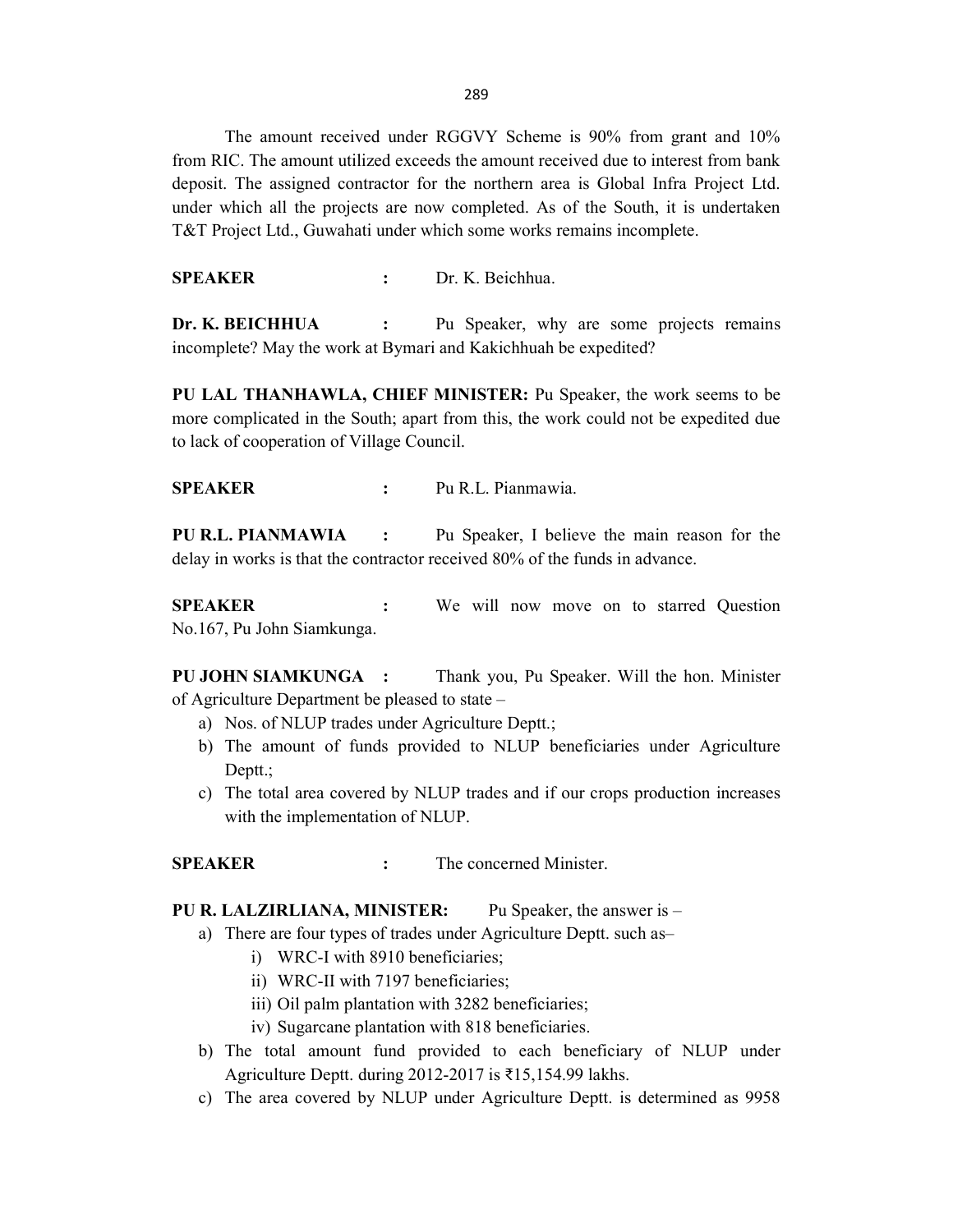The amount received under RGGVY Scheme is 90% from grant and 10% from RIC. The amount utilized exceeds the amount received due to interest from bank deposit. The assigned contractor for the northern area is Global Infra Project Ltd. under which all the projects are now completed. As of the South, it is undertaken T&T Project Ltd., Guwahati under which some works remains incomplete.

**SPEAKER** : Dr. K. Beichhua.

**Dr. K. BEICHHUA** : Pu Speaker, why are some projects remains incomplete? May the work at Bymari and Kakichhuah be expedited?

**PU LAL THANHAWLA, CHIEF MINISTER:** Pu Speaker, the work seems to be more complicated in the South; apart from this, the work could not be expedited due to lack of cooperation of Village Council.

**SPEAKER** : Pu R.L. Pianmawia.

**PU R.L. PIANMAWIA** : Pu Speaker, I believe the main reason for the delay in works is that the contractor received 80% of the funds in advance.

**SPEAKER** : We will now move on to starred Question No.167, Pu John Siamkunga.

**PU JOHN SIAMKUNGA** : Thank you, Pu Speaker. Will the hon. Minister of Agriculture Department be pleased to state –

a) Nos. of NLUP trades under Agriculture Deptt.;
b) The amount of funds provided to NLUP beneficiaries under Agriculture Deptt.;
c) The total area covered by NLUP trades and if our crops production increases with the implementation of NLUP.

**SPEAKER** : The concerned Minister.

**PU R. LALZIRLIANA, MINISTER:** Pu Speaker, the answer is –

a) There are four types of trades under Agriculture Deptt. such as–
   i) WRC-I with 8910 beneficiaries;
   ii) WRC-II with 7197 beneficiaries;
   iii) Oil palm plantation with 3282 beneficiaries;
   iv) Sugarcane plantation with 818 beneficiaries.
b) The total amount fund provided to each beneficiary of NLUP under Agriculture Deptt. during 2012-2017 is ₹15,154.99 lakhs.
c) The area covered by NLUP under Agriculture Deptt. is determined as 9958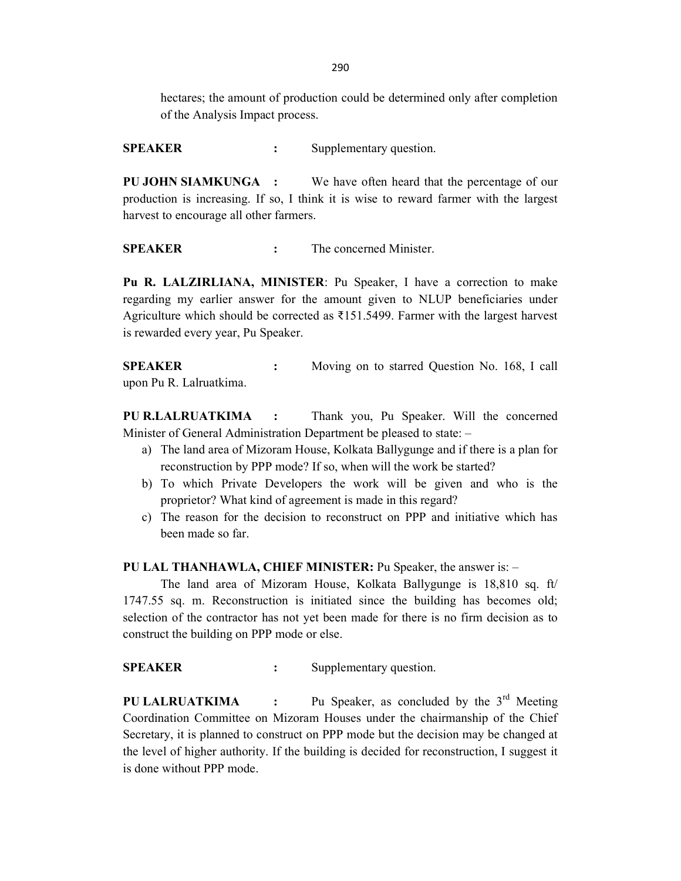hectares; the amount of production could be determined only after completion of the Analysis Impact process.

**SPEAKER** : Supplementary question.

**PU JOHN SIAMKUNGA** : We have often heard that the percentage of our production is increasing. If so, I think it is wise to reward farmer with the largest harvest to encourage all other farmers.

**SPEAKER** : The concerned Minister.

**Pu R. LALZIRLIANA, MINISTER**: Pu Speaker, I have a correction to make regarding my earlier answer for the amount given to NLUP beneficiaries under Agriculture which should be corrected as ₹151.5499. Farmer with the largest harvest is rewarded every year, Pu Speaker.

**SPEAKER** : Moving on to starred Question No. 168, I call upon Pu R. Lalruatkima.

**PU R.LALRUATKIMA** : Thank you, Pu Speaker. Will the concerned Minister of General Administration Department be pleased to state: –

a) The land area of Mizoram House, Kolkata Ballygunge and if there is a plan for reconstruction by PPP mode? If so, when will the work be started?
b) To which Private Developers the work will be given and who is the proprietor? What kind of agreement is made in this regard?
c) The reason for the decision to reconstruct on PPP and initiative which has been made so far.

**PU LAL THANHAWLA, CHIEF MINISTER:** Pu Speaker, the answer is: –

The land area of Mizoram House, Kolkata Ballygunge is 18,810 sq. ft/ 1747.55 sq. m. Reconstruction is initiated since the building has becomes old; selection of the contractor has not yet been made for there is no firm decision as to construct the building on PPP mode or else.

**SPEAKER** : Supplementary question.

**PU LALRUATKIMA** : Pu Speaker, as concluded by the 3rd Meeting Coordination Committee on Mizoram Houses under the chairmanship of the Chief Secretary, it is planned to construct on PPP mode but the decision may be changed at the level of higher authority. If the building is decided for reconstruction, I suggest it is done without PPP mode.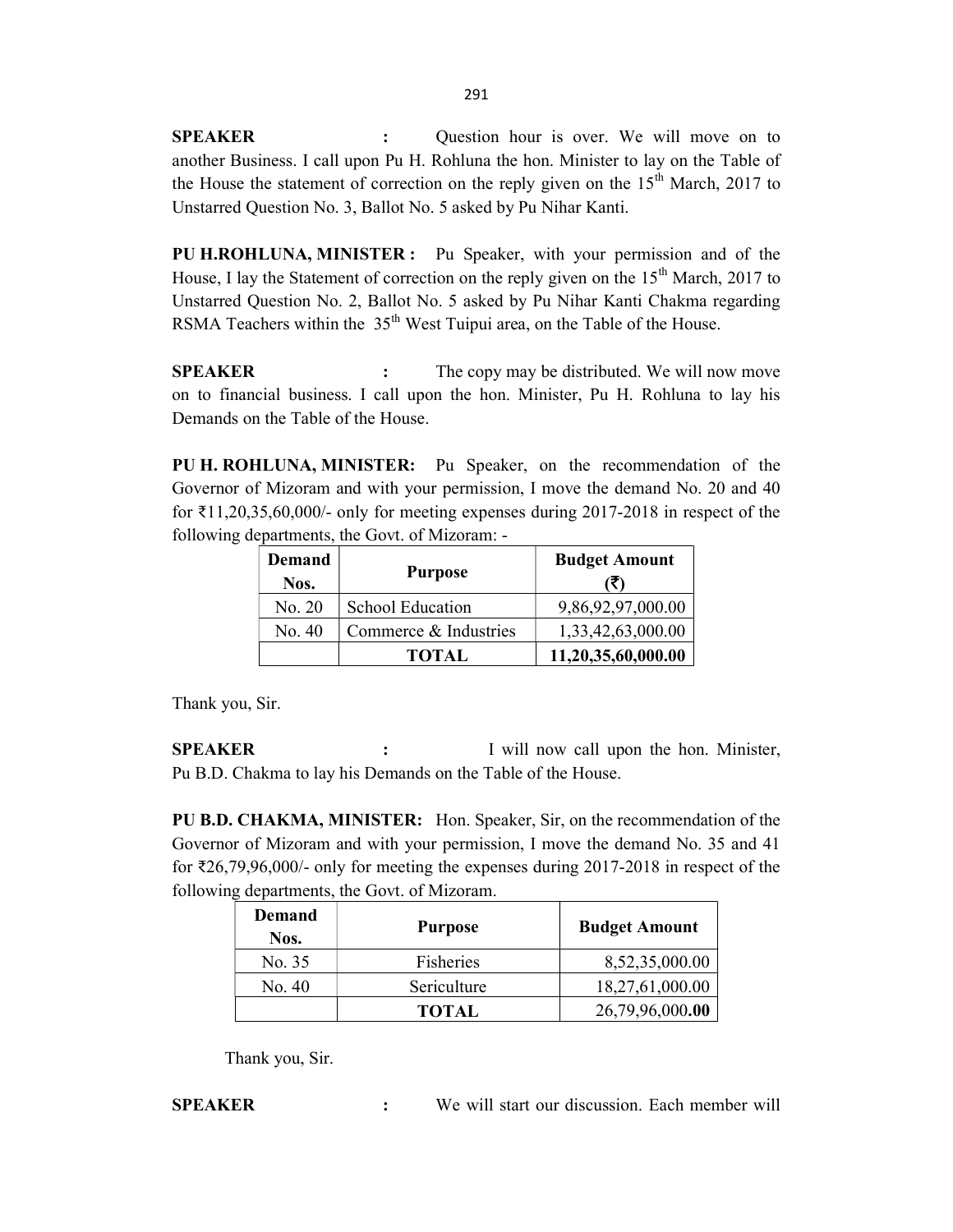**SPEAKER** : Question hour is over. We will move on to another Business. I call upon Pu H. Rohluna the hon. Minister to lay on the Table of the House the statement of correction on the reply given on the 15th March, 2017 to Unstarred Question No. 3, Ballot No. 5 asked by Pu Nihar Kanti.

**PU H.ROHLUNA, MINISTER :** Pu Speaker, with your permission and of the House, I lay the Statement of correction on the reply given on the 15th March, 2017 to Unstarred Question No. 2, Ballot No. 5 asked by Pu Nihar Kanti Chakma regarding RSMA Teachers within the 35th West Tuipui area, on the Table of the House.

**SPEAKER** : The copy may be distributed. We will now move on to financial business. I call upon the hon. Minister, Pu H. Rohluna to lay his Demands on the Table of the House.

**PU H. ROHLUNA, MINISTER:** Pu Speaker, on the recommendation of the Governor of Mizoram and with your permission, I move the demand No. 20 and 40 for ₹11,20,35,60,000/- only for meeting expenses during 2017-2018 in respect of the following departments, the Govt. of Mizoram: -

| Demand Nos. | Purpose | Budget Amount (₹) |
|---|---|---|
| No. 20 | School Education | 9,86,92,97,000.00 |
| No. 40 | Commerce & Industries | 1,33,42,63,000.00 |
| | **TOTAL** | **11,20,35,60,000.00** |

Thank you, Sir.

**SPEAKER** : I will now call upon the hon. Minister, Pu B.D. Chakma to lay his Demands on the Table of the House.

**PU B.D. CHAKMA, MINISTER:** Hon. Speaker, Sir, on the recommendation of the Governor of Mizoram and with your permission, I move the demand No. 35 and 41 for ₹26,79,96,000/- only for meeting the expenses during 2017-2018 in respect of the following departments, the Govt. of Mizoram.

| Demand Nos. | Purpose | Budget Amount |
|---|---|---|
| No. 35 | Fisheries | 8,52,35,000.00 |
| No. 40 | Sericulture | 18,27,61,000.00 |
| | **TOTAL** | 26,79,96,000**.00** |

Thank you, Sir.

**SPEAKER** : We will start our discussion. Each member will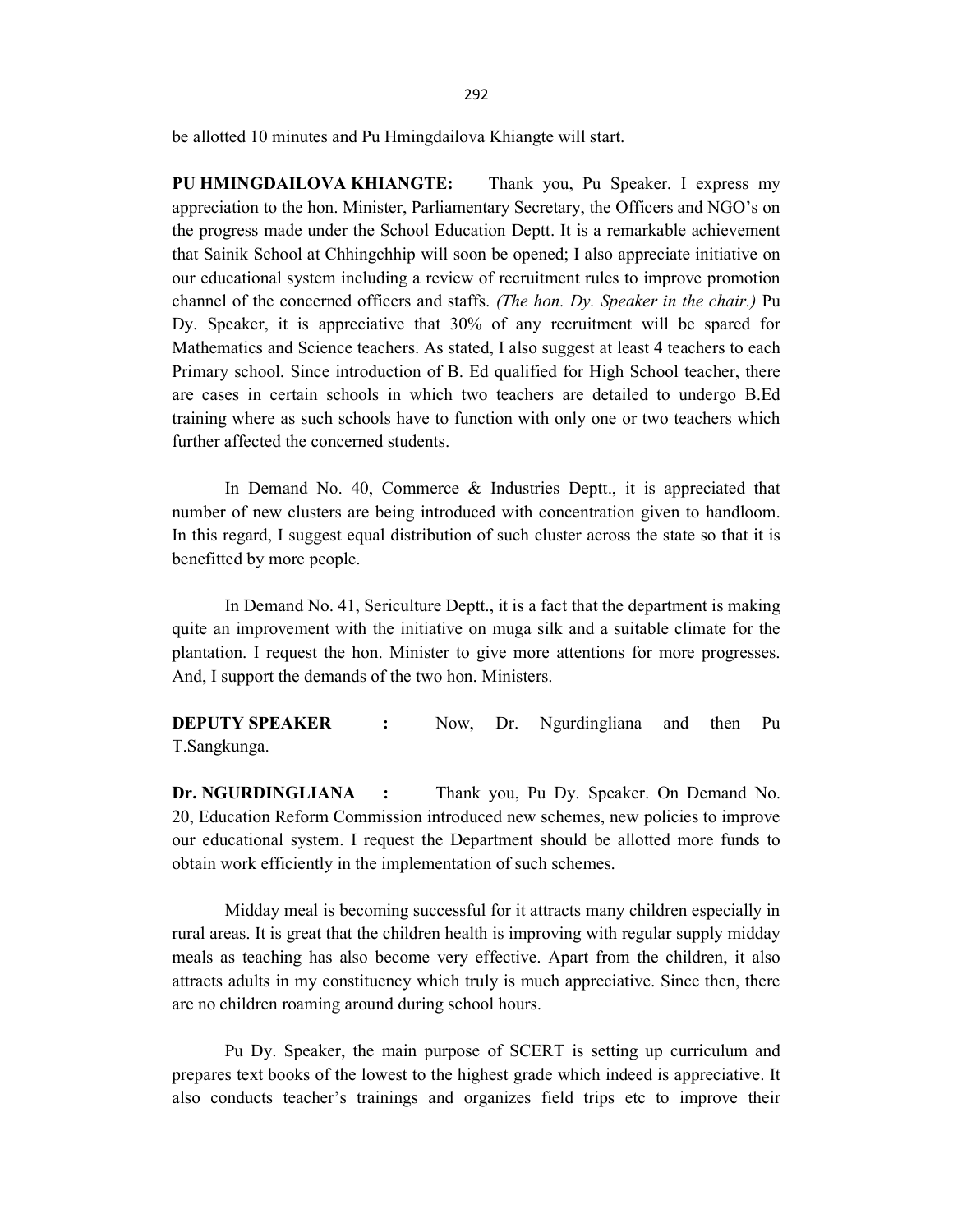be allotted 10 minutes and Pu Hmingdailova Khiangte will start.

**PU HMINGDAILOVA KHIANGTE:** Thank you, Pu Speaker. I express my appreciation to the hon. Minister, Parliamentary Secretary, the Officers and NGO's on the progress made under the School Education Deptt. It is a remarkable achievement that Sainik School at Chhingchhip will soon be opened; I also appreciate initiative on our educational system including a review of recruitment rules to improve promotion channel of the concerned officers and staffs. *(The hon. Dy. Speaker in the chair.)* Pu Dy. Speaker, it is appreciative that 30% of any recruitment will be spared for Mathematics and Science teachers. As stated, I also suggest at least 4 teachers to each Primary school. Since introduction of B. Ed qualified for High School teacher, there are cases in certain schools in which two teachers are detailed to undergo B.Ed training where as such schools have to function with only one or two teachers which further affected the concerned students.

In Demand No. 40, Commerce & Industries Deptt., it is appreciated that number of new clusters are being introduced with concentration given to handloom. In this regard, I suggest equal distribution of such cluster across the state so that it is benefitted by more people.

In Demand No. 41, Sericulture Deptt., it is a fact that the department is making quite an improvement with the initiative on muga silk and a suitable climate for the plantation. I request the hon. Minister to give more attentions for more progresses. And, I support the demands of the two hon. Ministers.

**DEPUTY SPEAKER :** Now, Dr. Ngurdingliana and then Pu T.Sangkunga.

**Dr. NGURDINGLIANA :** Thank you, Pu Dy. Speaker. On Demand No. 20, Education Reform Commission introduced new schemes, new policies to improve our educational system. I request the Department should be allotted more funds to obtain work efficiently in the implementation of such schemes.

Midday meal is becoming successful for it attracts many children especially in rural areas. It is great that the children health is improving with regular supply midday meals as teaching has also become very effective. Apart from the children, it also attracts adults in my constituency which truly is much appreciative. Since then, there are no children roaming around during school hours.

Pu Dy. Speaker, the main purpose of SCERT is setting up curriculum and prepares text books of the lowest to the highest grade which indeed is appreciative. It also conducts teacher's trainings and organizes field trips etc to improve their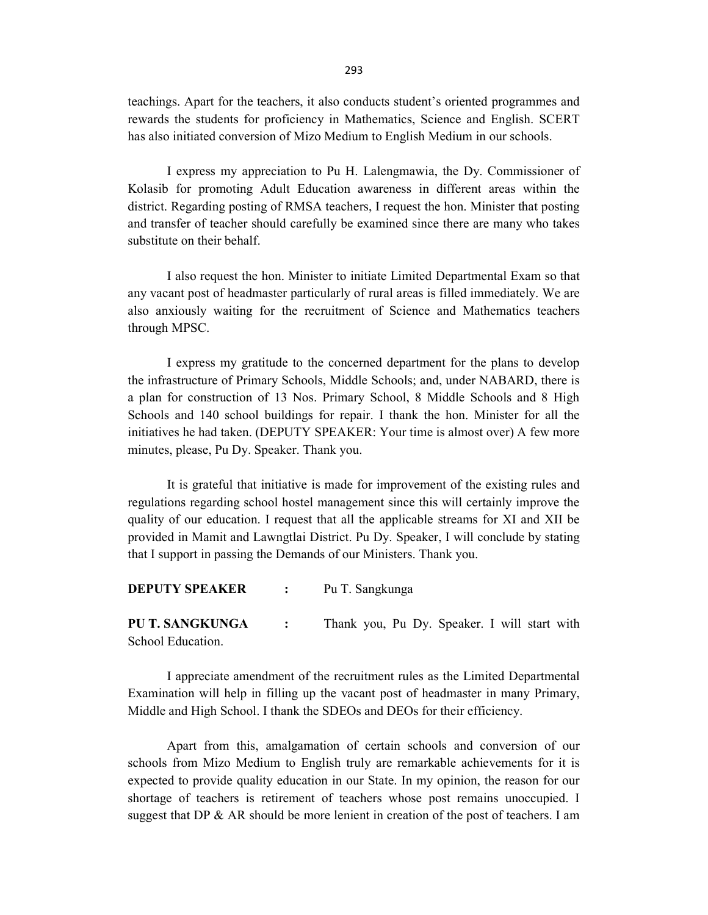teachings. Apart for the teachers, it also conducts student's oriented programmes and rewards the students for proficiency in Mathematics, Science and English. SCERT has also initiated conversion of Mizo Medium to English Medium in our schools.

I express my appreciation to Pu H. Lalengmawia, the Dy. Commissioner of Kolasib for promoting Adult Education awareness in different areas within the district. Regarding posting of RMSA teachers, I request the hon. Minister that posting and transfer of teacher should carefully be examined since there are many who takes substitute on their behalf.

I also request the hon. Minister to initiate Limited Departmental Exam so that any vacant post of headmaster particularly of rural areas is filled immediately. We are also anxiously waiting for the recruitment of Science and Mathematics teachers through MPSC.

I express my gratitude to the concerned department for the plans to develop the infrastructure of Primary Schools, Middle Schools; and, under NABARD, there is a plan for construction of 13 Nos. Primary School, 8 Middle Schools and 8 High Schools and 140 school buildings for repair. I thank the hon. Minister for all the initiatives he had taken. (DEPUTY SPEAKER: Your time is almost over) A few more minutes, please, Pu Dy. Speaker. Thank you.

It is grateful that initiative is made for improvement of the existing rules and regulations regarding school hostel management since this will certainly improve the quality of our education. I request that all the applicable streams for XI and XII be provided in Mamit and Lawngtlai District. Pu Dy. Speaker, I will conclude by stating that I support in passing the Demands of our Ministers. Thank you.

**DEPUTY SPEAKER** : Pu T. Sangkunga

**PU T. SANGKUNGA** : Thank you, Pu Dy. Speaker. I will start with School Education.

I appreciate amendment of the recruitment rules as the Limited Departmental Examination will help in filling up the vacant post of headmaster in many Primary, Middle and High School. I thank the SDEOs and DEOs for their efficiency.

Apart from this, amalgamation of certain schools and conversion of our schools from Mizo Medium to English truly are remarkable achievements for it is expected to provide quality education in our State. In my opinion, the reason for our shortage of teachers is retirement of teachers whose post remains unoccupied. I suggest that DP & AR should be more lenient in creation of the post of teachers. I am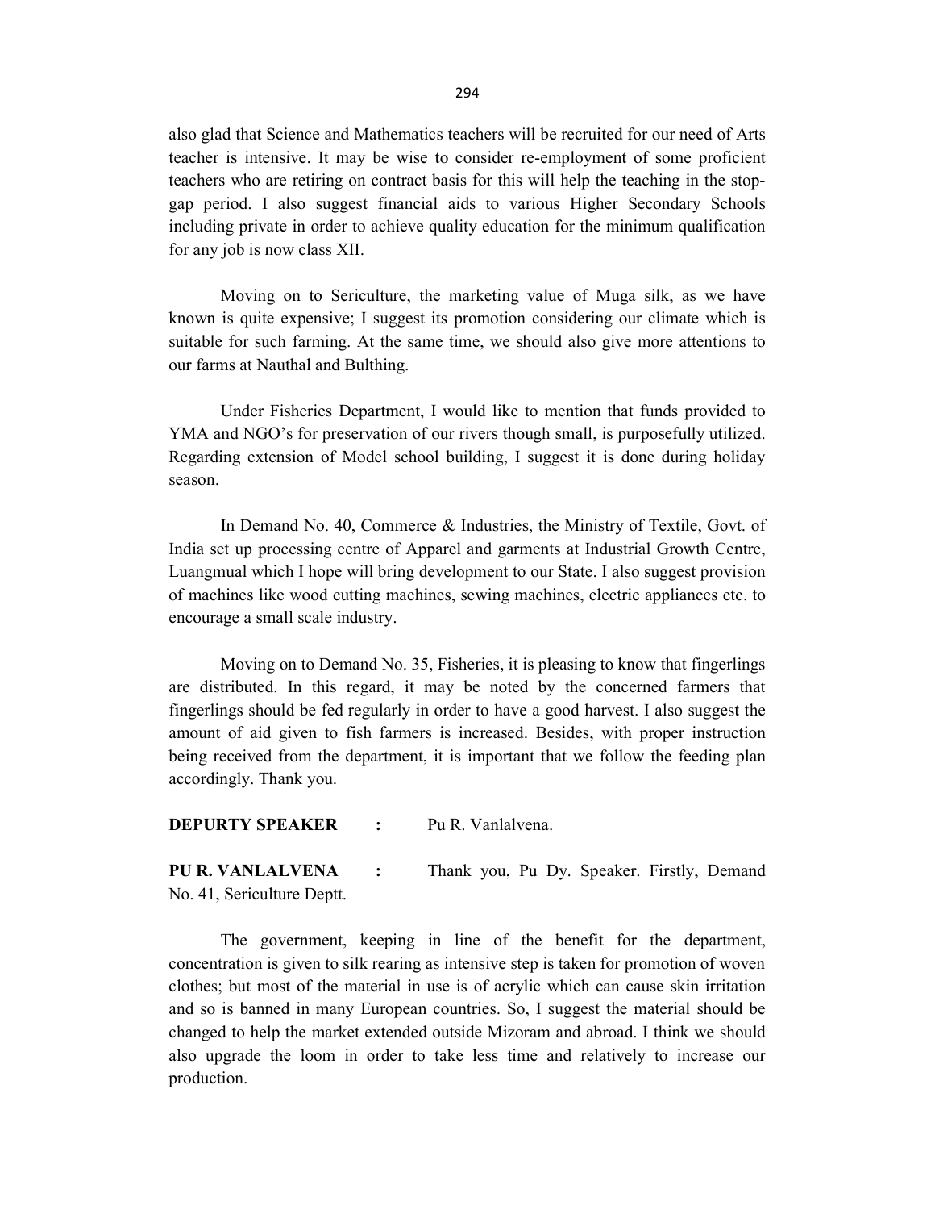also glad that Science and Mathematics teachers will be recruited for our need of Arts teacher is intensive. It may be wise to consider re-employment of some proficient teachers who are retiring on contract basis for this will help the teaching in the stop-gap period. I also suggest financial aids to various Higher Secondary Schools including private in order to achieve quality education for the minimum qualification for any job is now class XII.

Moving on to Sericulture, the marketing value of Muga silk, as we have known is quite expensive; I suggest its promotion considering our climate which is suitable for such farming. At the same time, we should also give more attentions to our farms at Nauthal and Bulthing.

Under Fisheries Department, I would like to mention that funds provided to YMA and NGO's for preservation of our rivers though small, is purposefully utilized. Regarding extension of Model school building, I suggest it is done during holiday season.

In Demand No. 40, Commerce & Industries, the Ministry of Textile, Govt. of India set up processing centre of Apparel and garments at Industrial Growth Centre, Luangmual which I hope will bring development to our State. I also suggest provision of machines like wood cutting machines, sewing machines, electric appliances etc. to encourage a small scale industry.

Moving on to Demand No. 35, Fisheries, it is pleasing to know that fingerlings are distributed. In this regard, it may be noted by the concerned farmers that fingerlings should be fed regularly in order to have a good harvest. I also suggest the amount of aid given to fish farmers is increased. Besides, with proper instruction being received from the department, it is important that we follow the feeding plan accordingly. Thank you.

**DEPURTY SPEAKER :** Pu R. Vanlalvena.

**PU R. VANLALVENA :** Thank you, Pu Dy. Speaker. Firstly, Demand No. 41, Sericulture Deptt.

The government, keeping in line of the benefit for the department, concentration is given to silk rearing as intensive step is taken for promotion of woven clothes; but most of the material in use is of acrylic which can cause skin irritation and so is banned in many European countries. So, I suggest the material should be changed to help the market extended outside Mizoram and abroad. I think we should also upgrade the loom in order to take less time and relatively to increase our production.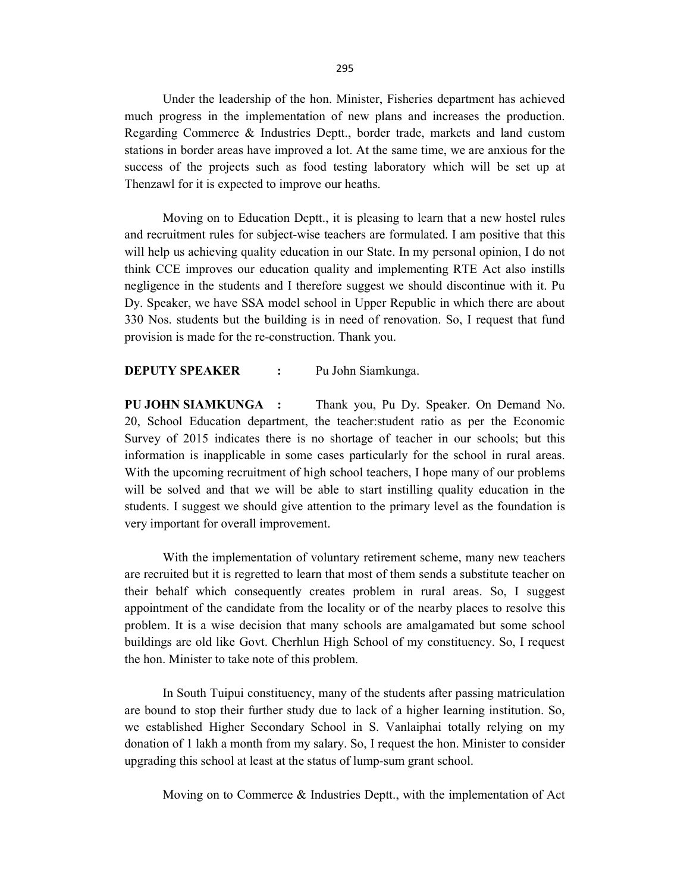Under the leadership of the hon. Minister, Fisheries department has achieved much progress in the implementation of new plans and increases the production. Regarding Commerce & Industries Deptt., border trade, markets and land custom stations in border areas have improved a lot. At the same time, we are anxious for the success of the projects such as food testing laboratory which will be set up at Thenzawl for it is expected to improve our heaths.

Moving on to Education Deptt., it is pleasing to learn that a new hostel rules and recruitment rules for subject-wise teachers are formulated. I am positive that this will help us achieving quality education in our State. In my personal opinion, I do not think CCE improves our education quality and implementing RTE Act also instills negligence in the students and I therefore suggest we should discontinue with it. Pu Dy. Speaker, we have SSA model school in Upper Republic in which there are about 330 Nos. students but the building is in need of renovation. So, I request that fund provision is made for the re-construction. Thank you.

**DEPUTY SPEAKER :** Pu John Siamkunga.

**PU JOHN SIAMKUNGA :** Thank you, Pu Dy. Speaker. On Demand No. 20, School Education department, the teacher:student ratio as per the Economic Survey of 2015 indicates there is no shortage of teacher in our schools; but this information is inapplicable in some cases particularly for the school in rural areas. With the upcoming recruitment of high school teachers, I hope many of our problems will be solved and that we will be able to start instilling quality education in the students. I suggest we should give attention to the primary level as the foundation is very important for overall improvement.

With the implementation of voluntary retirement scheme, many new teachers are recruited but it is regretted to learn that most of them sends a substitute teacher on their behalf which consequently creates problem in rural areas. So, I suggest appointment of the candidate from the locality or of the nearby places to resolve this problem. It is a wise decision that many schools are amalgamated but some school buildings are old like Govt. Cherhlun High School of my constituency. So, I request the hon. Minister to take note of this problem.

In South Tuipui constituency, many of the students after passing matriculation are bound to stop their further study due to lack of a higher learning institution. So, we established Higher Secondary School in S. Vanlaiphai totally relying on my donation of 1 lakh a month from my salary. So, I request the hon. Minister to consider upgrading this school at least at the status of lump-sum grant school.

Moving on to Commerce & Industries Deptt., with the implementation of Act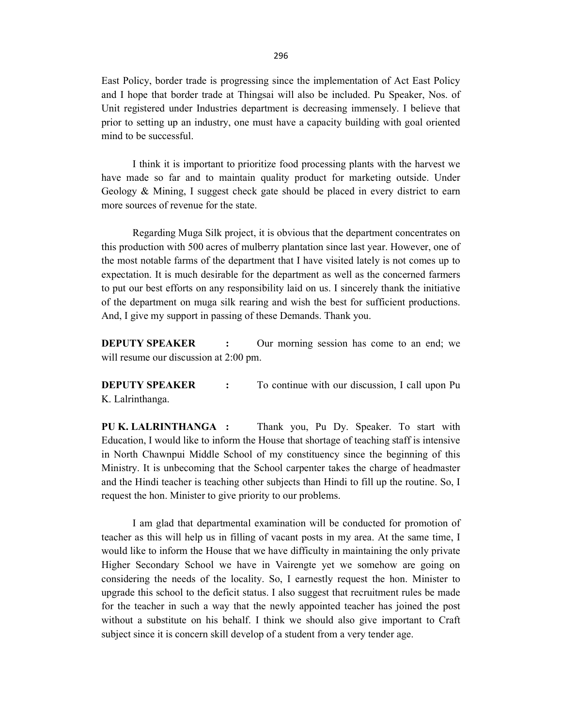East Policy, border trade is progressing since the implementation of Act East Policy and I hope that border trade at Thingsai will also be included. Pu Speaker, Nos. of Unit registered under Industries department is decreasing immensely. I believe that prior to setting up an industry, one must have a capacity building with goal oriented mind to be successful.

I think it is important to prioritize food processing plants with the harvest we have made so far and to maintain quality product for marketing outside. Under Geology & Mining, I suggest check gate should be placed in every district to earn more sources of revenue for the state.

Regarding Muga Silk project, it is obvious that the department concentrates on this production with 500 acres of mulberry plantation since last year. However, one of the most notable farms of the department that I have visited lately is not comes up to expectation. It is much desirable for the department as well as the concerned farmers to put our best efforts on any responsibility laid on us. I sincerely thank the initiative of the department on muga silk rearing and wish the best for sufficient productions. And, I give my support in passing of these Demands. Thank you.

**DEPUTY SPEAKER :** Our morning session has come to an end; we will resume our discussion at 2:00 pm.

**DEPUTY SPEAKER :** To continue with our discussion, I call upon Pu K. Lalrinthanga.

**PU K. LALRINTHANGA :** Thank you, Pu Dy. Speaker. To start with Education, I would like to inform the House that shortage of teaching staff is intensive in North Chawnpui Middle School of my constituency since the beginning of this Ministry. It is unbecoming that the School carpenter takes the charge of headmaster and the Hindi teacher is teaching other subjects than Hindi to fill up the routine. So, I request the hon. Minister to give priority to our problems.

I am glad that departmental examination will be conducted for promotion of teacher as this will help us in filling of vacant posts in my area. At the same time, I would like to inform the House that we have difficulty in maintaining the only private Higher Secondary School we have in Vairengte yet we somehow are going on considering the needs of the locality. So, I earnestly request the hon. Minister to upgrade this school to the deficit status. I also suggest that recruitment rules be made for the teacher in such a way that the newly appointed teacher has joined the post without a substitute on his behalf. I think we should also give important to Craft subject since it is concern skill develop of a student from a very tender age.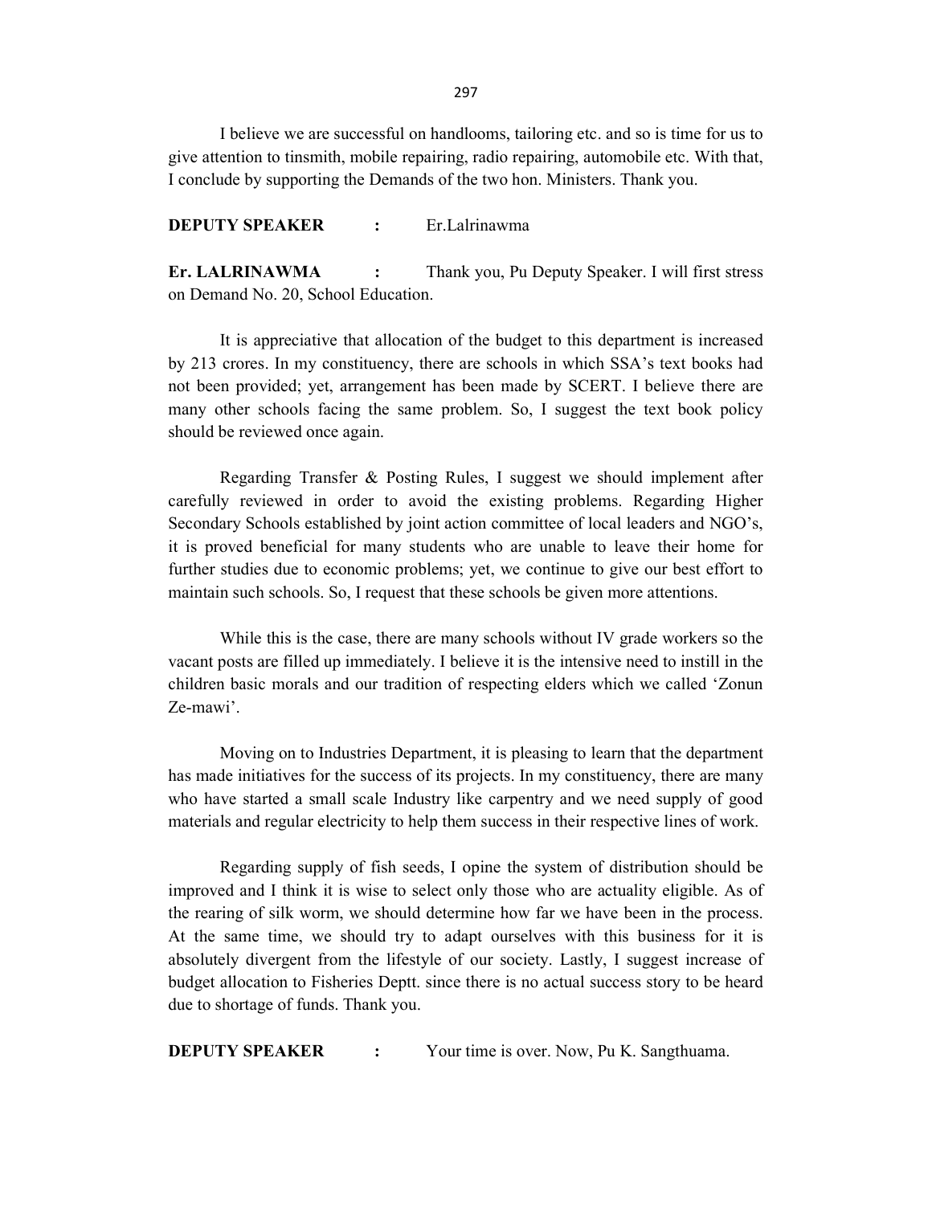I believe we are successful on handlooms, tailoring etc. and so is time for us to give attention to tinsmith, mobile repairing, radio repairing, automobile etc. With that, I conclude by supporting the Demands of the two hon. Ministers. Thank you.

**DEPUTY SPEAKER** : Er.Lalrinawma

**Er. LALRINAWMA** : Thank you, Pu Deputy Speaker. I will first stress on Demand No. 20, School Education.

It is appreciative that allocation of the budget to this department is increased by 213 crores. In my constituency, there are schools in which SSA's text books had not been provided; yet, arrangement has been made by SCERT. I believe there are many other schools facing the same problem. So, I suggest the text book policy should be reviewed once again.

Regarding Transfer & Posting Rules, I suggest we should implement after carefully reviewed in order to avoid the existing problems. Regarding Higher Secondary Schools established by joint action committee of local leaders and NGO's, it is proved beneficial for many students who are unable to leave their home for further studies due to economic problems; yet, we continue to give our best effort to maintain such schools. So, I request that these schools be given more attentions.

While this is the case, there are many schools without IV grade workers so the vacant posts are filled up immediately. I believe it is the intensive need to instill in the children basic morals and our tradition of respecting elders which we called 'Zonun Ze-mawi'.

Moving on to Industries Department, it is pleasing to learn that the department has made initiatives for the success of its projects. In my constituency, there are many who have started a small scale Industry like carpentry and we need supply of good materials and regular electricity to help them success in their respective lines of work.

Regarding supply of fish seeds, I opine the system of distribution should be improved and I think it is wise to select only those who are actuality eligible. As of the rearing of silk worm, we should determine how far we have been in the process. At the same time, we should try to adapt ourselves with this business for it is absolutely divergent from the lifestyle of our society. Lastly, I suggest increase of budget allocation to Fisheries Deptt. since there is no actual success story to be heard due to shortage of funds. Thank you.

**DEPUTY SPEAKER** : Your time is over. Now, Pu K. Sangthuama.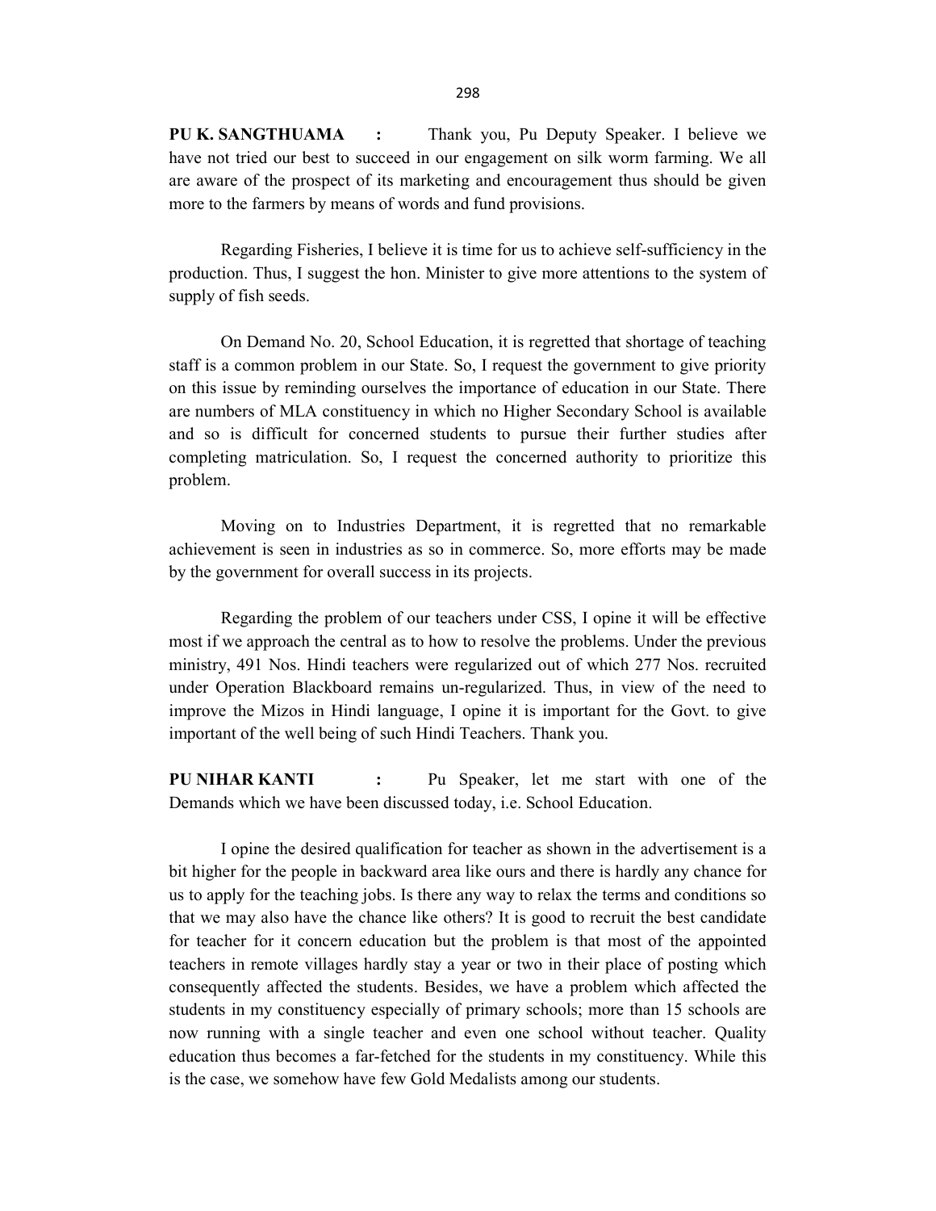**PU K. SANGTHUAMA :** Thank you, Pu Deputy Speaker. I believe we have not tried our best to succeed in our engagement on silk worm farming. We all are aware of the prospect of its marketing and encouragement thus should be given more to the farmers by means of words and fund provisions.

Regarding Fisheries, I believe it is time for us to achieve self-sufficiency in the production. Thus, I suggest the hon. Minister to give more attentions to the system of supply of fish seeds.

On Demand No. 20, School Education, it is regretted that shortage of teaching staff is a common problem in our State. So, I request the government to give priority on this issue by reminding ourselves the importance of education in our State. There are numbers of MLA constituency in which no Higher Secondary School is available and so is difficult for concerned students to pursue their further studies after completing matriculation. So, I request the concerned authority to prioritize this problem.

Moving on to Industries Department, it is regretted that no remarkable achievement is seen in industries as so in commerce. So, more efforts may be made by the government for overall success in its projects.

Regarding the problem of our teachers under CSS, I opine it will be effective most if we approach the central as to how to resolve the problems. Under the previous ministry, 491 Nos. Hindi teachers were regularized out of which 277 Nos. recruited under Operation Blackboard remains un-regularized. Thus, in view of the need to improve the Mizos in Hindi language, I opine it is important for the Govt. to give important of the well being of such Hindi Teachers. Thank you.

**PU NIHAR KANTI :** Pu Speaker, let me start with one of the Demands which we have been discussed today, i.e. School Education.

I opine the desired qualification for teacher as shown in the advertisement is a bit higher for the people in backward area like ours and there is hardly any chance for us to apply for the teaching jobs. Is there any way to relax the terms and conditions so that we may also have the chance like others? It is good to recruit the best candidate for teacher for it concern education but the problem is that most of the appointed teachers in remote villages hardly stay a year or two in their place of posting which consequently affected the students. Besides, we have a problem which affected the students in my constituency especially of primary schools; more than 15 schools are now running with a single teacher and even one school without teacher. Quality education thus becomes a far-fetched for the students in my constituency. While this is the case, we somehow have few Gold Medalists among our students.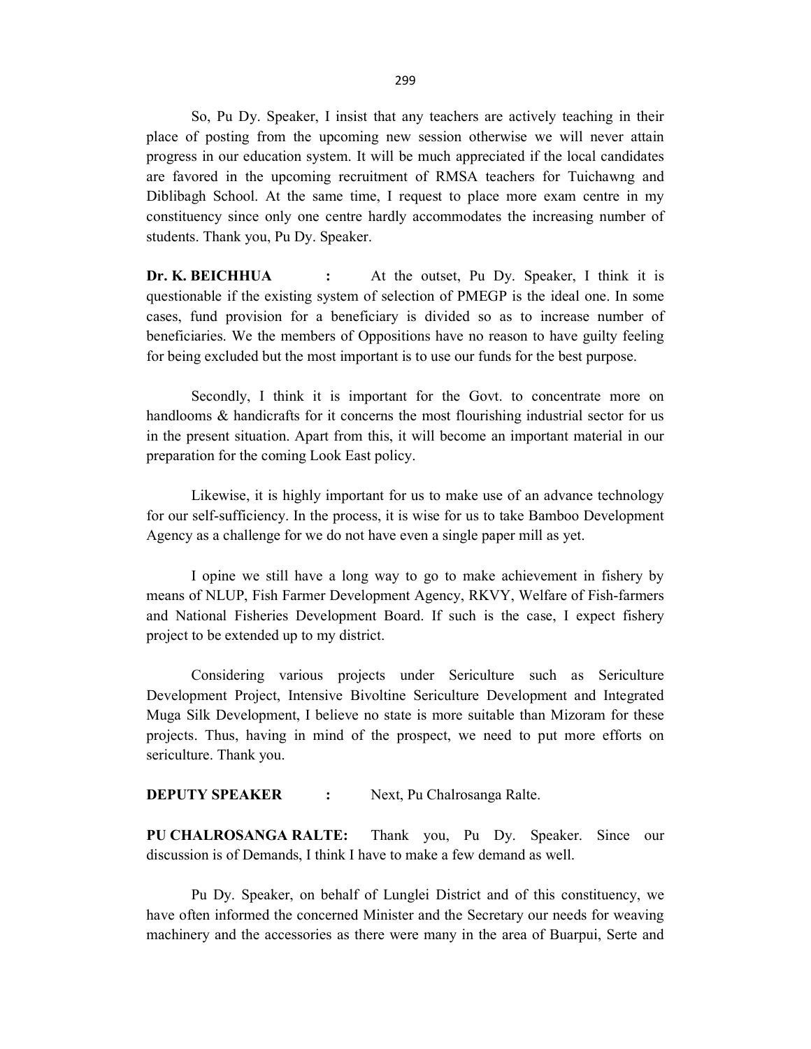So, Pu Dy. Speaker, I insist that any teachers are actively teaching in their place of posting from the upcoming new session otherwise we will never attain progress in our education system. It will be much appreciated if the local candidates are favored in the upcoming recruitment of RMSA teachers for Tuichawng and Diblibagh School. At the same time, I request to place more exam centre in my constituency since only one centre hardly accommodates the increasing number of students. Thank you, Pu Dy. Speaker.

**Dr. K. BEICHHUA :** At the outset, Pu Dy. Speaker, I think it is questionable if the existing system of selection of PMEGP is the ideal one. In some cases, fund provision for a beneficiary is divided so as to increase number of beneficiaries. We the members of Oppositions have no reason to have guilty feeling for being excluded but the most important is to use our funds for the best purpose.

Secondly, I think it is important for the Govt. to concentrate more on handlooms & handicrafts for it concerns the most flourishing industrial sector for us in the present situation. Apart from this, it will become an important material in our preparation for the coming Look East policy.

Likewise, it is highly important for us to make use of an advance technology for our self-sufficiency. In the process, it is wise for us to take Bamboo Development Agency as a challenge for we do not have even a single paper mill as yet.

I opine we still have a long way to go to make achievement in fishery by means of NLUP, Fish Farmer Development Agency, RKVY, Welfare of Fish-farmers and National Fisheries Development Board. If such is the case, I expect fishery project to be extended up to my district.

Considering various projects under Sericulture such as Sericulture Development Project, Intensive Bivoltine Sericulture Development and Integrated Muga Silk Development, I believe no state is more suitable than Mizoram for these projects. Thus, having in mind of the prospect, we need to put more efforts on sericulture. Thank you.

**DEPUTY SPEAKER :** Next, Pu Chalrosanga Ralte.

**PU CHALROSANGA RALTE:** Thank you, Pu Dy. Speaker. Since our discussion is of Demands, I think I have to make a few demand as well.

Pu Dy. Speaker, on behalf of Lunglei District and of this constituency, we have often informed the concerned Minister and the Secretary our needs for weaving machinery and the accessories as there were many in the area of Buarpui, Serte and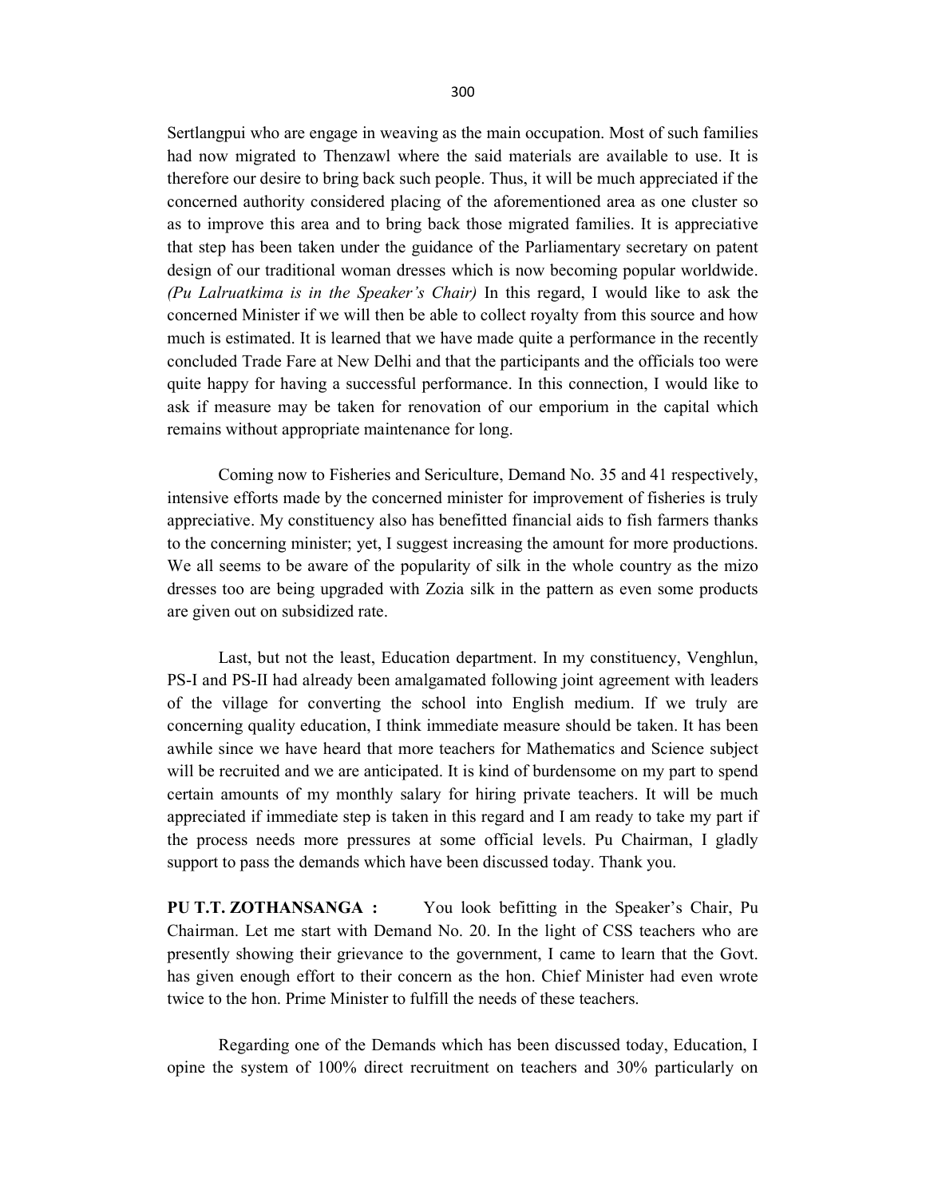Sertlangpui who are engage in weaving as the main occupation. Most of such families had now migrated to Thenzawl where the said materials are available to use. It is therefore our desire to bring back such people. Thus, it will be much appreciated if the concerned authority considered placing of the aforementioned area as one cluster so as to improve this area and to bring back those migrated families. It is appreciative that step has been taken under the guidance of the Parliamentary secretary on patent design of our traditional woman dresses which is now becoming popular worldwide. *(Pu Lalruatkima is in the Speaker's Chair)* In this regard, I would like to ask the concerned Minister if we will then be able to collect royalty from this source and how much is estimated. It is learned that we have made quite a performance in the recently concluded Trade Fare at New Delhi and that the participants and the officials too were quite happy for having a successful performance. In this connection, I would like to ask if measure may be taken for renovation of our emporium in the capital which remains without appropriate maintenance for long.

Coming now to Fisheries and Sericulture, Demand No. 35 and 41 respectively, intensive efforts made by the concerned minister for improvement of fisheries is truly appreciative. My constituency also has benefitted financial aids to fish farmers thanks to the concerning minister; yet, I suggest increasing the amount for more productions. We all seems to be aware of the popularity of silk in the whole country as the mizo dresses too are being upgraded with Zozia silk in the pattern as even some products are given out on subsidized rate.

Last, but not the least, Education department. In my constituency, Venghlun, PS-I and PS-II had already been amalgamated following joint agreement with leaders of the village for converting the school into English medium. If we truly are concerning quality education, I think immediate measure should be taken. It has been awhile since we have heard that more teachers for Mathematics and Science subject will be recruited and we are anticipated. It is kind of burdensome on my part to spend certain amounts of my monthly salary for hiring private teachers. It will be much appreciated if immediate step is taken in this regard and I am ready to take my part if the process needs more pressures at some official levels. Pu Chairman, I gladly support to pass the demands which have been discussed today. Thank you.

**PU T.T. ZOTHANSANGA :** You look befitting in the Speaker's Chair, Pu Chairman. Let me start with Demand No. 20. In the light of CSS teachers who are presently showing their grievance to the government, I came to learn that the Govt. has given enough effort to their concern as the hon. Chief Minister had even wrote twice to the hon. Prime Minister to fulfill the needs of these teachers.

Regarding one of the Demands which has been discussed today, Education, I opine the system of 100% direct recruitment on teachers and 30% particularly on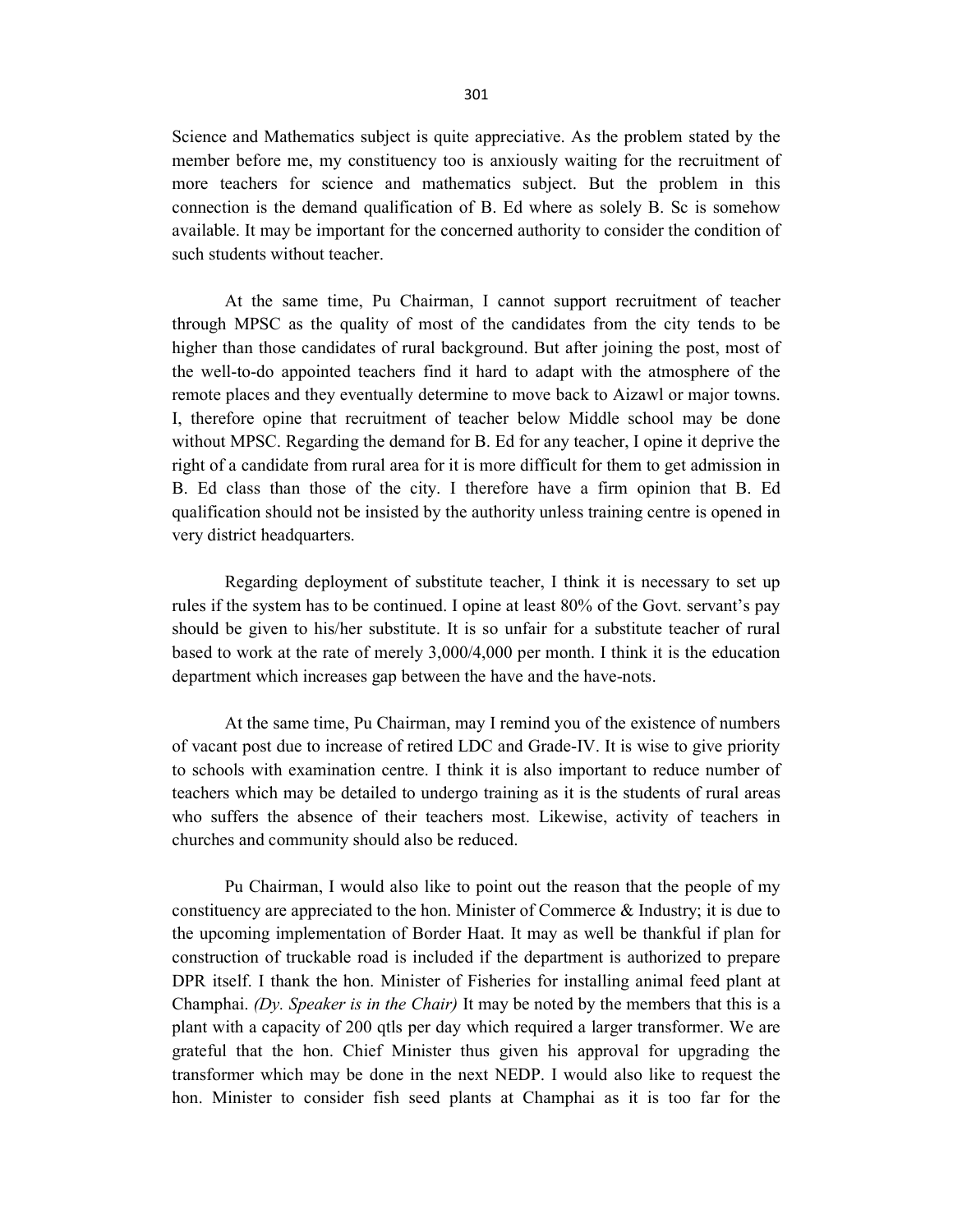Science and Mathematics subject is quite appreciative. As the problem stated by the member before me, my constituency too is anxiously waiting for the recruitment of more teachers for science and mathematics subject. But the problem in this connection is the demand qualification of B. Ed where as solely B. Sc is somehow available. It may be important for the concerned authority to consider the condition of such students without teacher.

At the same time, Pu Chairman, I cannot support recruitment of teacher through MPSC as the quality of most of the candidates from the city tends to be higher than those candidates of rural background. But after joining the post, most of the well-to-do appointed teachers find it hard to adapt with the atmosphere of the remote places and they eventually determine to move back to Aizawl or major towns. I, therefore opine that recruitment of teacher below Middle school may be done without MPSC. Regarding the demand for B. Ed for any teacher, I opine it deprive the right of a candidate from rural area for it is more difficult for them to get admission in B. Ed class than those of the city. I therefore have a firm opinion that B. Ed qualification should not be insisted by the authority unless training centre is opened in very district headquarters.

Regarding deployment of substitute teacher, I think it is necessary to set up rules if the system has to be continued. I opine at least 80% of the Govt. servant's pay should be given to his/her substitute. It is so unfair for a substitute teacher of rural based to work at the rate of merely 3,000/4,000 per month. I think it is the education department which increases gap between the have and the have-nots.

At the same time, Pu Chairman, may I remind you of the existence of numbers of vacant post due to increase of retired LDC and Grade-IV. It is wise to give priority to schools with examination centre. I think it is also important to reduce number of teachers which may be detailed to undergo training as it is the students of rural areas who suffers the absence of their teachers most. Likewise, activity of teachers in churches and community should also be reduced.

Pu Chairman, I would also like to point out the reason that the people of my constituency are appreciated to the hon. Minister of Commerce & Industry; it is due to the upcoming implementation of Border Haat. It may as well be thankful if plan for construction of truckable road is included if the department is authorized to prepare DPR itself. I thank the hon. Minister of Fisheries for installing animal feed plant at Champhai. *(Dy. Speaker is in the Chair)* It may be noted by the members that this is a plant with a capacity of 200 qtls per day which required a larger transformer. We are grateful that the hon. Chief Minister thus given his approval for upgrading the transformer which may be done in the next NEDP. I would also like to request the hon. Minister to consider fish seed plants at Champhai as it is too far for the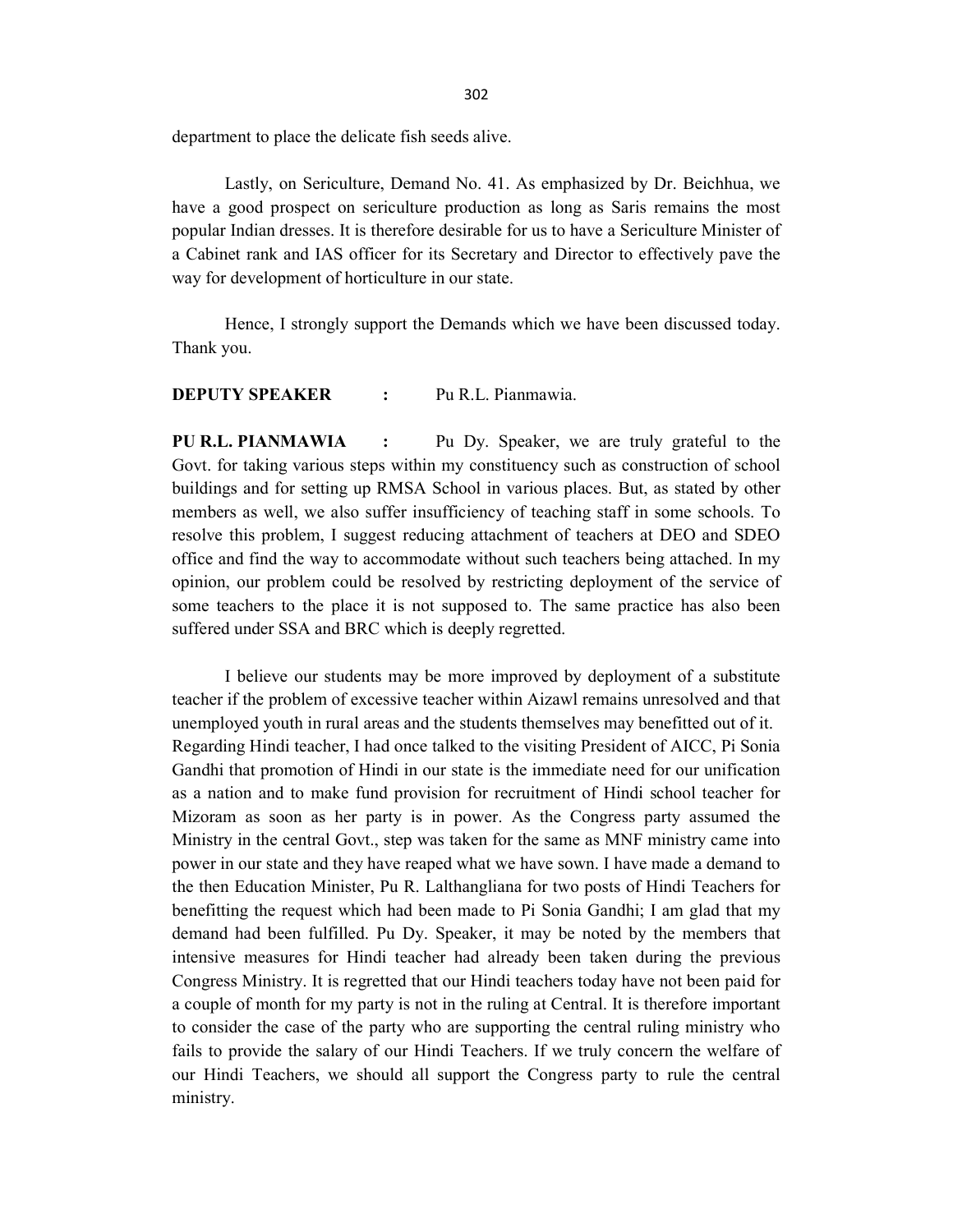department to place the delicate fish seeds alive.

Lastly, on Sericulture, Demand No. 41. As emphasized by Dr. Beichhua, we have a good prospect on sericulture production as long as Saris remains the most popular Indian dresses. It is therefore desirable for us to have a Sericulture Minister of a Cabinet rank and IAS officer for its Secretary and Director to effectively pave the way for development of horticulture in our state.

Hence, I strongly support the Demands which we have been discussed today. Thank you.

**DEPUTY SPEAKER** : Pu R.L. Pianmawia.

**PU R.L. PIANMAWIA** : Pu Dy. Speaker, we are truly grateful to the Govt. for taking various steps within my constituency such as construction of school buildings and for setting up RMSA School in various places. But, as stated by other members as well, we also suffer insufficiency of teaching staff in some schools. To resolve this problem, I suggest reducing attachment of teachers at DEO and SDEO office and find the way to accommodate without such teachers being attached. In my opinion, our problem could be resolved by restricting deployment of the service of some teachers to the place it is not supposed to. The same practice has also been suffered under SSA and BRC which is deeply regretted.

I believe our students may be more improved by deployment of a substitute teacher if the problem of excessive teacher within Aizawl remains unresolved and that unemployed youth in rural areas and the students themselves may benefitted out of it. Regarding Hindi teacher, I had once talked to the visiting President of AICC, Pi Sonia Gandhi that promotion of Hindi in our state is the immediate need for our unification as a nation and to make fund provision for recruitment of Hindi school teacher for Mizoram as soon as her party is in power. As the Congress party assumed the Ministry in the central Govt., step was taken for the same as MNF ministry came into power in our state and they have reaped what we have sown. I have made a demand to the then Education Minister, Pu R. Lalthangliana for two posts of Hindi Teachers for benefitting the request which had been made to Pi Sonia Gandhi; I am glad that my demand had been fulfilled. Pu Dy. Speaker, it may be noted by the members that intensive measures for Hindi teacher had already been taken during the previous Congress Ministry. It is regretted that our Hindi teachers today have not been paid for a couple of month for my party is not in the ruling at Central. It is therefore important to consider the case of the party who are supporting the central ruling ministry who fails to provide the salary of our Hindi Teachers. If we truly concern the welfare of our Hindi Teachers, we should all support the Congress party to rule the central ministry.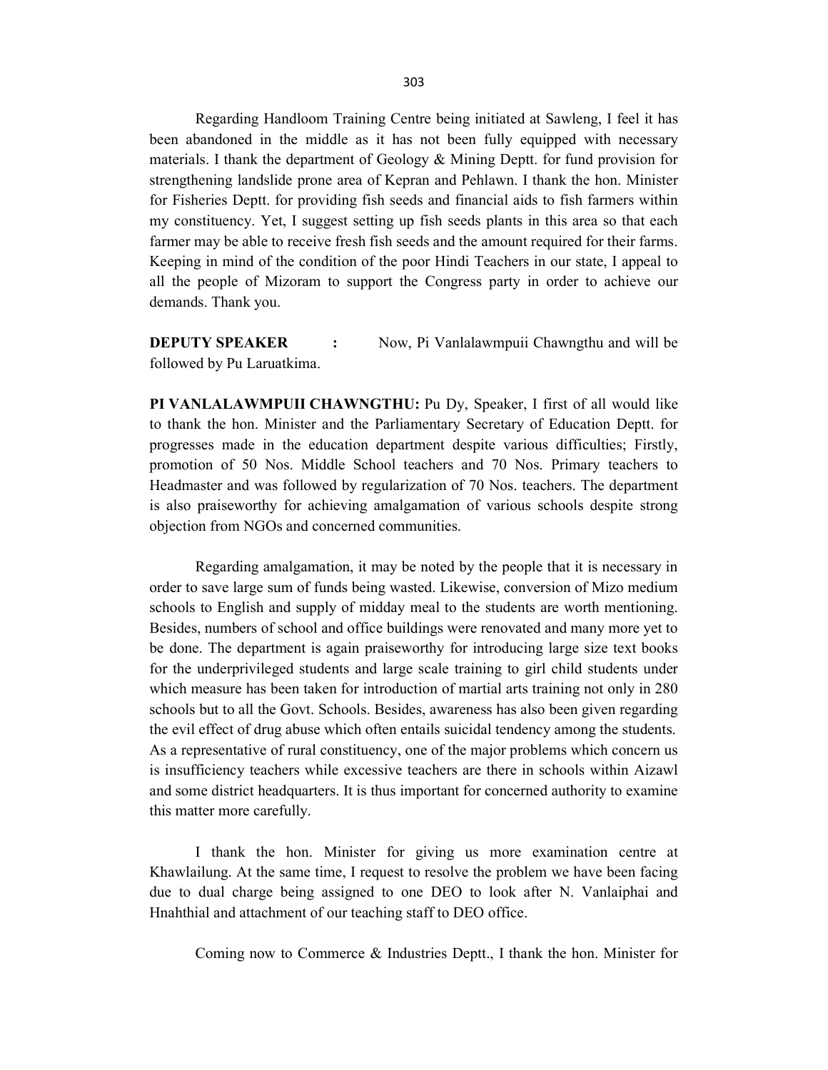Regarding Handloom Training Centre being initiated at Sawleng, I feel it has been abandoned in the middle as it has not been fully equipped with necessary materials. I thank the department of Geology & Mining Deptt. for fund provision for strengthening landslide prone area of Kepran and Pehlawn. I thank the hon. Minister for Fisheries Deptt. for providing fish seeds and financial aids to fish farmers within my constituency. Yet, I suggest setting up fish seeds plants in this area so that each farmer may be able to receive fresh fish seeds and the amount required for their farms. Keeping in mind of the condition of the poor Hindi Teachers in our state, I appeal to all the people of Mizoram to support the Congress party in order to achieve our demands. Thank you.

**DEPUTY SPEAKER :** Now, Pi Vanlalawmpuii Chawngthu and will be followed by Pu Laruatkima.

**PI VANLALAWMPUII CHAWNGTHU:** Pu Dy, Speaker, I first of all would like to thank the hon. Minister and the Parliamentary Secretary of Education Deptt. for progresses made in the education department despite various difficulties; Firstly, promotion of 50 Nos. Middle School teachers and 70 Nos. Primary teachers to Headmaster and was followed by regularization of 70 Nos. teachers. The department is also praiseworthy for achieving amalgamation of various schools despite strong objection from NGOs and concerned communities.

Regarding amalgamation, it may be noted by the people that it is necessary in order to save large sum of funds being wasted. Likewise, conversion of Mizo medium schools to English and supply of midday meal to the students are worth mentioning. Besides, numbers of school and office buildings were renovated and many more yet to be done. The department is again praiseworthy for introducing large size text books for the underprivileged students and large scale training to girl child students under which measure has been taken for introduction of martial arts training not only in 280 schools but to all the Govt. Schools. Besides, awareness has also been given regarding the evil effect of drug abuse which often entails suicidal tendency among the students. As a representative of rural constituency, one of the major problems which concern us is insufficiency teachers while excessive teachers are there in schools within Aizawl and some district headquarters. It is thus important for concerned authority to examine this matter more carefully.

I thank the hon. Minister for giving us more examination centre at Khawlailung. At the same time, I request to resolve the problem we have been facing due to dual charge being assigned to one DEO to look after N. Vanlaiphai and Hnahthial and attachment of our teaching staff to DEO office.

Coming now to Commerce & Industries Deptt., I thank the hon. Minister for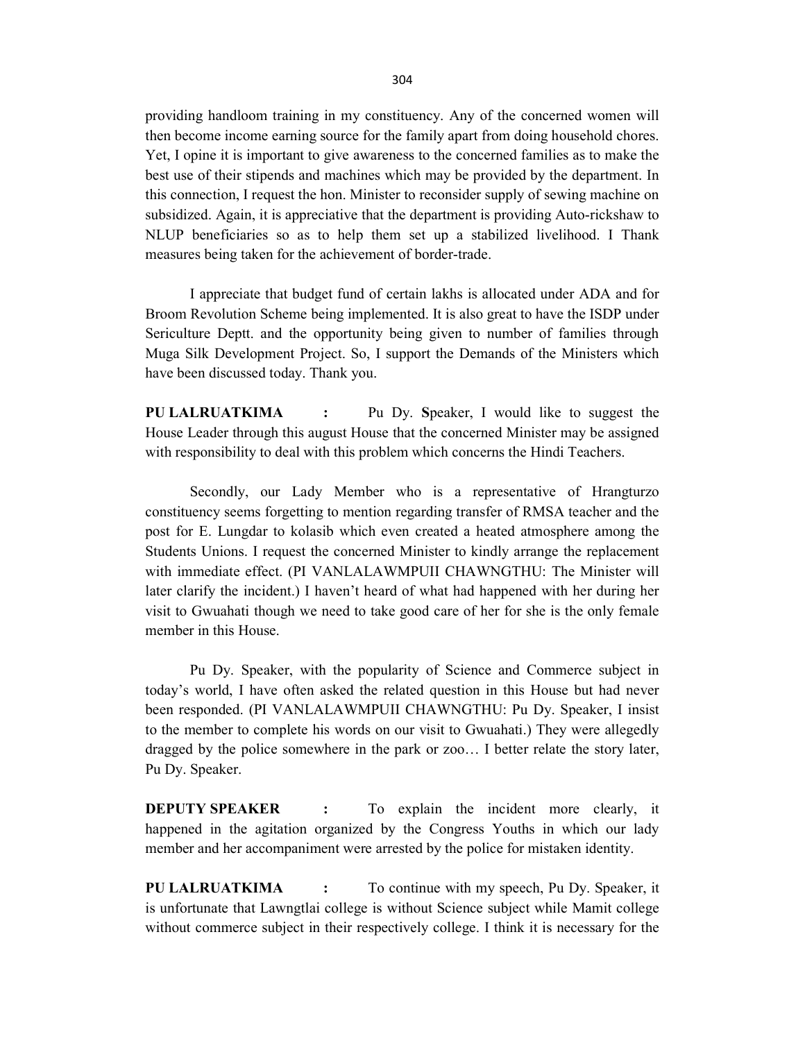providing handloom training in my constituency. Any of the concerned women will then become income earning source for the family apart from doing household chores. Yet, I opine it is important to give awareness to the concerned families as to make the best use of their stipends and machines which may be provided by the department. In this connection, I request the hon. Minister to reconsider supply of sewing machine on subsidized. Again, it is appreciative that the department is providing Auto-rickshaw to NLUP beneficiaries so as to help them set up a stabilized livelihood. I Thank measures being taken for the achievement of border-trade.

I appreciate that budget fund of certain lakhs is allocated under ADA and for Broom Revolution Scheme being implemented. It is also great to have the ISDP under Sericulture Deptt. and the opportunity being given to number of families through Muga Silk Development Project. So, I support the Demands of the Ministers which have been discussed today. Thank you.

**PU LALRUATKIMA :** Pu Dy. **S**peaker, I would like to suggest the House Leader through this august House that the concerned Minister may be assigned with responsibility to deal with this problem which concerns the Hindi Teachers.

Secondly, our Lady Member who is a representative of Hrangturzo constituency seems forgetting to mention regarding transfer of RMSA teacher and the post for E. Lungdar to kolasib which even created a heated atmosphere among the Students Unions. I request the concerned Minister to kindly arrange the replacement with immediate effect. (PI VANLALAWMPUII CHAWNGTHU: The Minister will later clarify the incident.) I haven't heard of what had happened with her during her visit to Gwuahati though we need to take good care of her for she is the only female member in this House.

Pu Dy. Speaker, with the popularity of Science and Commerce subject in today's world, I have often asked the related question in this House but had never been responded. (PI VANLALAWMPUII CHAWNGTHU: Pu Dy. Speaker, I insist to the member to complete his words on our visit to Gwuahati.) They were allegedly dragged by the police somewhere in the park or zoo… I better relate the story later, Pu Dy. Speaker.

**DEPUTY SPEAKER :** To explain the incident more clearly, it happened in the agitation organized by the Congress Youths in which our lady member and her accompaniment were arrested by the police for mistaken identity.

**PU LALRUATKIMA :** To continue with my speech, Pu Dy. Speaker, it is unfortunate that Lawngtlai college is without Science subject while Mamit college without commerce subject in their respectively college. I think it is necessary for the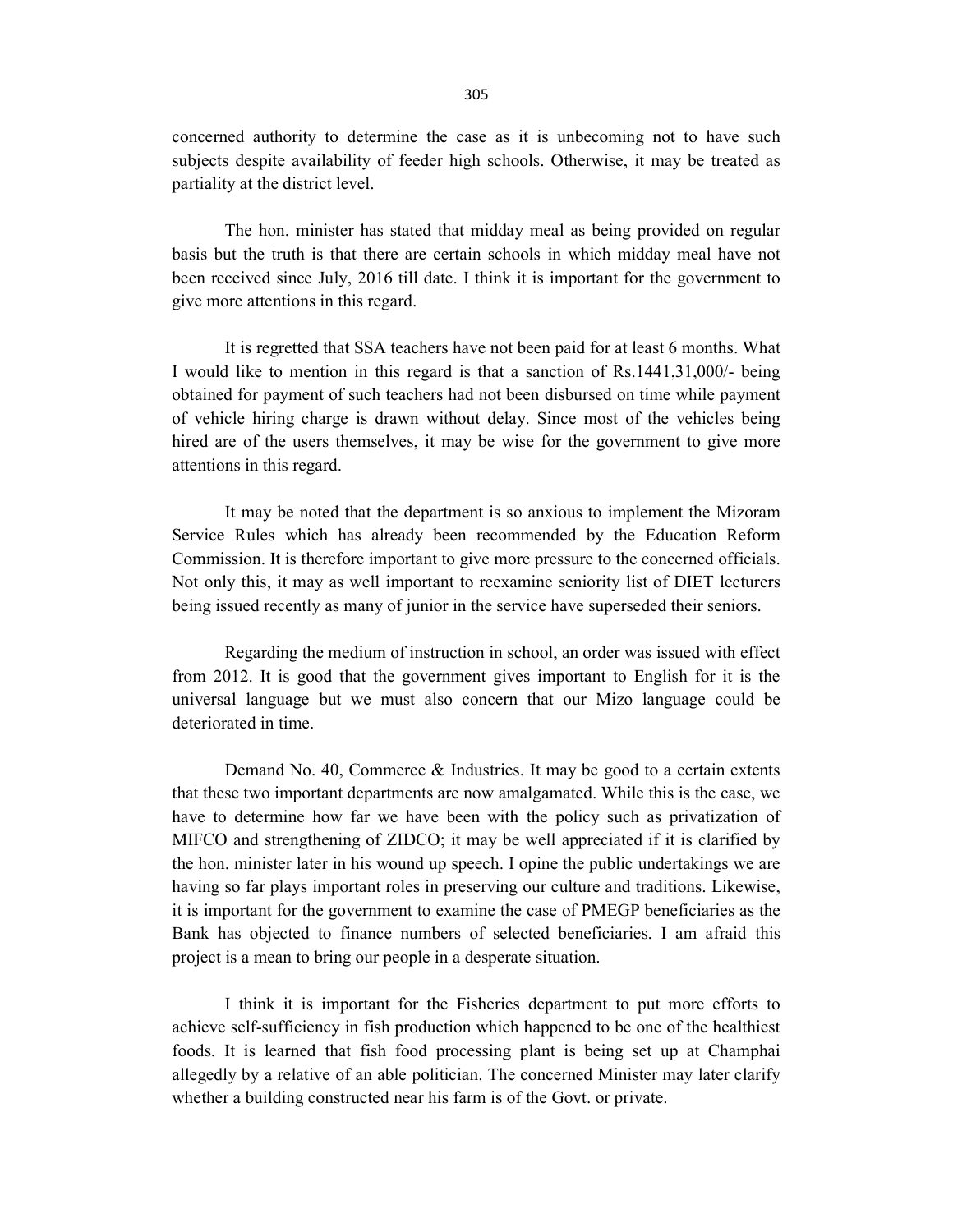concerned authority to determine the case as it is unbecoming not to have such subjects despite availability of feeder high schools. Otherwise, it may be treated as partiality at the district level.

The hon. minister has stated that midday meal as being provided on regular basis but the truth is that there are certain schools in which midday meal have not been received since July, 2016 till date. I think it is important for the government to give more attentions in this regard.

It is regretted that SSA teachers have not been paid for at least 6 months. What I would like to mention in this regard is that a sanction of Rs.1441,31,000/- being obtained for payment of such teachers had not been disbursed on time while payment of vehicle hiring charge is drawn without delay. Since most of the vehicles being hired are of the users themselves, it may be wise for the government to give more attentions in this regard.

It may be noted that the department is so anxious to implement the Mizoram Service Rules which has already been recommended by the Education Reform Commission. It is therefore important to give more pressure to the concerned officials. Not only this, it may as well important to reexamine seniority list of DIET lecturers being issued recently as many of junior in the service have superseded their seniors.

Regarding the medium of instruction in school, an order was issued with effect from 2012. It is good that the government gives important to English for it is the universal language but we must also concern that our Mizo language could be deteriorated in time.

Demand No. 40, Commerce & Industries. It may be good to a certain extents that these two important departments are now amalgamated. While this is the case, we have to determine how far we have been with the policy such as privatization of MIFCO and strengthening of ZIDCO; it may be well appreciated if it is clarified by the hon. minister later in his wound up speech. I opine the public undertakings we are having so far plays important roles in preserving our culture and traditions. Likewise, it is important for the government to examine the case of PMEGP beneficiaries as the Bank has objected to finance numbers of selected beneficiaries. I am afraid this project is a mean to bring our people in a desperate situation.

I think it is important for the Fisheries department to put more efforts to achieve self-sufficiency in fish production which happened to be one of the healthiest foods. It is learned that fish food processing plant is being set up at Champhai allegedly by a relative of an able politician. The concerned Minister may later clarify whether a building constructed near his farm is of the Govt. or private.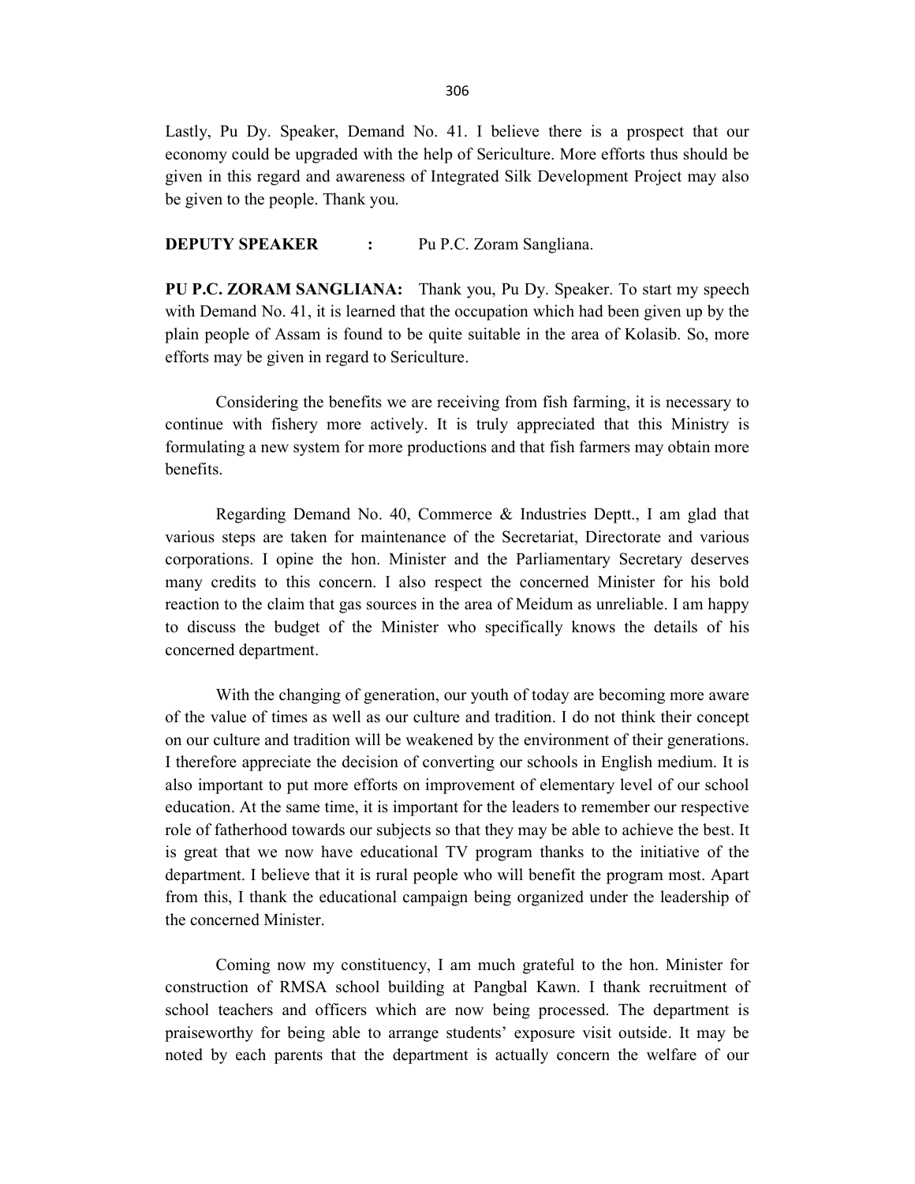Lastly, Pu Dy. Speaker, Demand No. 41. I believe there is a prospect that our economy could be upgraded with the help of Sericulture. More efforts thus should be given in this regard and awareness of Integrated Silk Development Project may also be given to the people. Thank you.

**DEPUTY SPEAKER :** Pu P.C. Zoram Sangliana.

**PU P.C. ZORAM SANGLIANA:** Thank you, Pu Dy. Speaker. To start my speech with Demand No. 41, it is learned that the occupation which had been given up by the plain people of Assam is found to be quite suitable in the area of Kolasib. So, more efforts may be given in regard to Sericulture.

Considering the benefits we are receiving from fish farming, it is necessary to continue with fishery more actively. It is truly appreciated that this Ministry is formulating a new system for more productions and that fish farmers may obtain more benefits.

Regarding Demand No. 40, Commerce & Industries Deptt., I am glad that various steps are taken for maintenance of the Secretariat, Directorate and various corporations. I opine the hon. Minister and the Parliamentary Secretary deserves many credits to this concern. I also respect the concerned Minister for his bold reaction to the claim that gas sources in the area of Meidum as unreliable. I am happy to discuss the budget of the Minister who specifically knows the details of his concerned department.

With the changing of generation, our youth of today are becoming more aware of the value of times as well as our culture and tradition. I do not think their concept on our culture and tradition will be weakened by the environment of their generations. I therefore appreciate the decision of converting our schools in English medium. It is also important to put more efforts on improvement of elementary level of our school education. At the same time, it is important for the leaders to remember our respective role of fatherhood towards our subjects so that they may be able to achieve the best. It is great that we now have educational TV program thanks to the initiative of the department. I believe that it is rural people who will benefit the program most. Apart from this, I thank the educational campaign being organized under the leadership of the concerned Minister.

Coming now my constituency, I am much grateful to the hon. Minister for construction of RMSA school building at Pangbal Kawn. I thank recruitment of school teachers and officers which are now being processed. The department is praiseworthy for being able to arrange students' exposure visit outside. It may be noted by each parents that the department is actually concern the welfare of our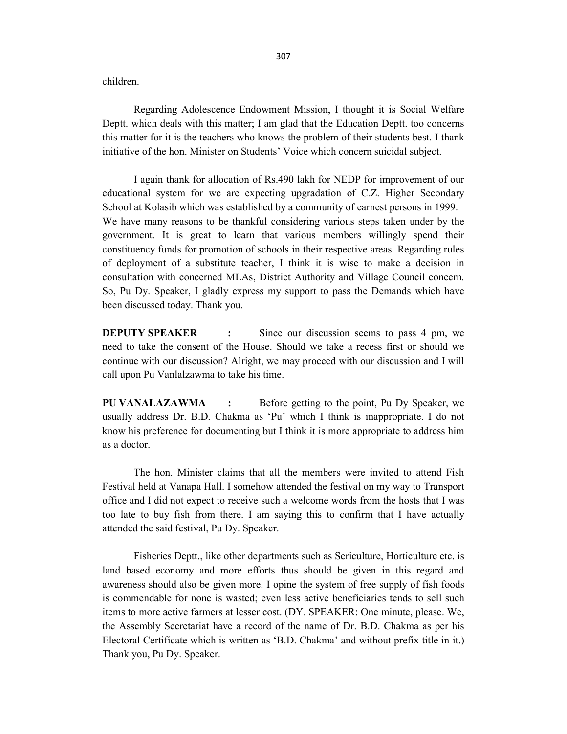children.

Regarding Adolescence Endowment Mission, I thought it is Social Welfare Deptt. which deals with this matter; I am glad that the Education Deptt. too concerns this matter for it is the teachers who knows the problem of their students best. I thank initiative of the hon. Minister on Students' Voice which concern suicidal subject.

I again thank for allocation of Rs.490 lakh for NEDP for improvement of our educational system for we are expecting upgradation of C.Z. Higher Secondary School at Kolasib which was established by a community of earnest persons in 1999. We have many reasons to be thankful considering various steps taken under by the government. It is great to learn that various members willingly spend their constituency funds for promotion of schools in their respective areas. Regarding rules of deployment of a substitute teacher, I think it is wise to make a decision in consultation with concerned MLAs, District Authority and Village Council concern. So, Pu Dy. Speaker, I gladly express my support to pass the Demands which have been discussed today. Thank you.

**DEPUTY SPEAKER :** Since our discussion seems to pass 4 pm, we need to take the consent of the House. Should we take a recess first or should we continue with our discussion? Alright, we may proceed with our discussion and I will call upon Pu Vanlalzawma to take his time.

**PU VANALAZAWMA :** Before getting to the point, Pu Dy Speaker, we usually address Dr. B.D. Chakma as 'Pu' which I think is inappropriate. I do not know his preference for documenting but I think it is more appropriate to address him as a doctor.

The hon. Minister claims that all the members were invited to attend Fish Festival held at Vanapa Hall. I somehow attended the festival on my way to Transport office and I did not expect to receive such a welcome words from the hosts that I was too late to buy fish from there. I am saying this to confirm that I have actually attended the said festival, Pu Dy. Speaker.

Fisheries Deptt., like other departments such as Sericulture, Horticulture etc. is land based economy and more efforts thus should be given in this regard and awareness should also be given more. I opine the system of free supply of fish foods is commendable for none is wasted; even less active beneficiaries tends to sell such items to more active farmers at lesser cost. (DY. SPEAKER: One minute, please. We, the Assembly Secretariat have a record of the name of Dr. B.D. Chakma as per his Electoral Certificate which is written as 'B.D. Chakma' and without prefix title in it.) Thank you, Pu Dy. Speaker.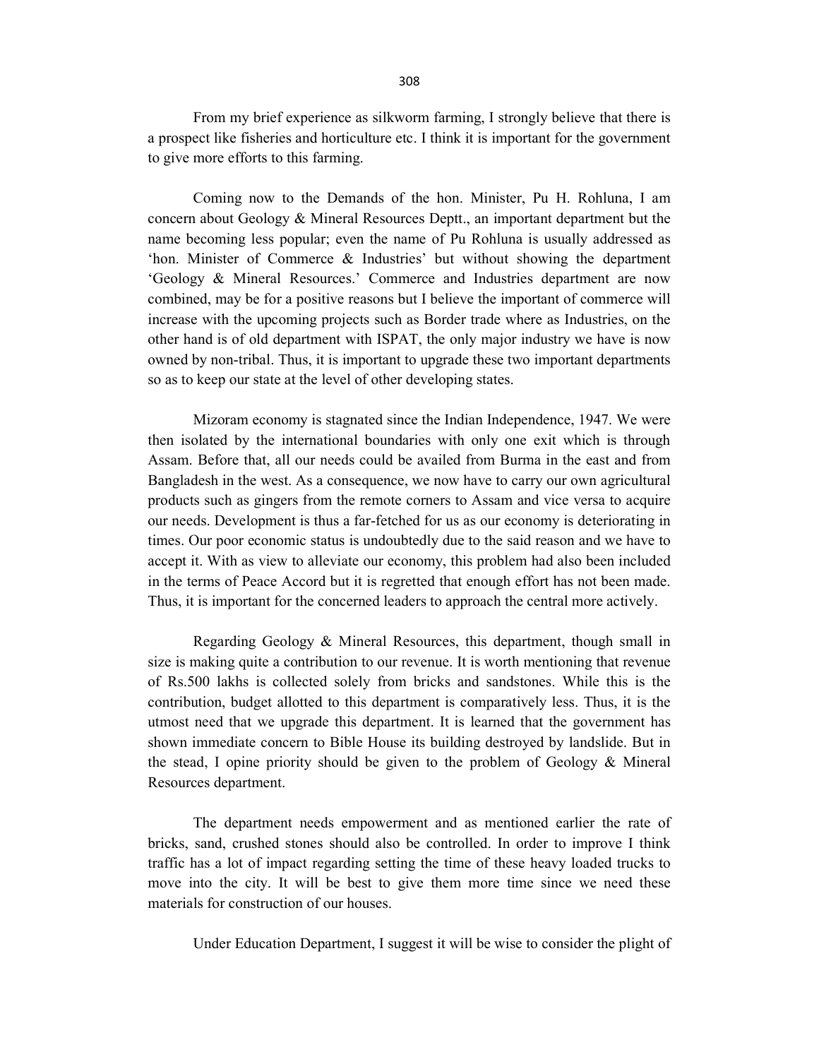From my brief experience as silkworm farming, I strongly believe that there is a prospect like fisheries and horticulture etc. I think it is important for the government to give more efforts to this farming.

Coming now to the Demands of the hon. Minister, Pu H. Rohluna, I am concern about Geology & Mineral Resources Deptt., an important department but the name becoming less popular; even the name of Pu Rohluna is usually addressed as 'hon. Minister of Commerce & Industries' but without showing the department 'Geology & Mineral Resources.' Commerce and Industries department are now combined, may be for a positive reasons but I believe the important of commerce will increase with the upcoming projects such as Border trade where as Industries, on the other hand is of old department with ISPAT, the only major industry we have is now owned by non-tribal. Thus, it is important to upgrade these two important departments so as to keep our state at the level of other developing states.

Mizoram economy is stagnated since the Indian Independence, 1947. We were then isolated by the international boundaries with only one exit which is through Assam. Before that, all our needs could be availed from Burma in the east and from Bangladesh in the west. As a consequence, we now have to carry our own agricultural products such as gingers from the remote corners to Assam and vice versa to acquire our needs. Development is thus a far-fetched for us as our economy is deteriorating in times. Our poor economic status is undoubtedly due to the said reason and we have to accept it. With as view to alleviate our economy, this problem had also been included in the terms of Peace Accord but it is regretted that enough effort has not been made. Thus, it is important for the concerned leaders to approach the central more actively.

Regarding Geology & Mineral Resources, this department, though small in size is making quite a contribution to our revenue. It is worth mentioning that revenue of Rs.500 lakhs is collected solely from bricks and sandstones. While this is the contribution, budget allotted to this department is comparatively less. Thus, it is the utmost need that we upgrade this department. It is learned that the government has shown immediate concern to Bible House its building destroyed by landslide. But in the stead, I opine priority should be given to the problem of Geology & Mineral Resources department.

The department needs empowerment and as mentioned earlier the rate of bricks, sand, crushed stones should also be controlled. In order to improve I think traffic has a lot of impact regarding setting the time of these heavy loaded trucks to move into the city. It will be best to give them more time since we need these materials for construction of our houses.

Under Education Department, I suggest it will be wise to consider the plight of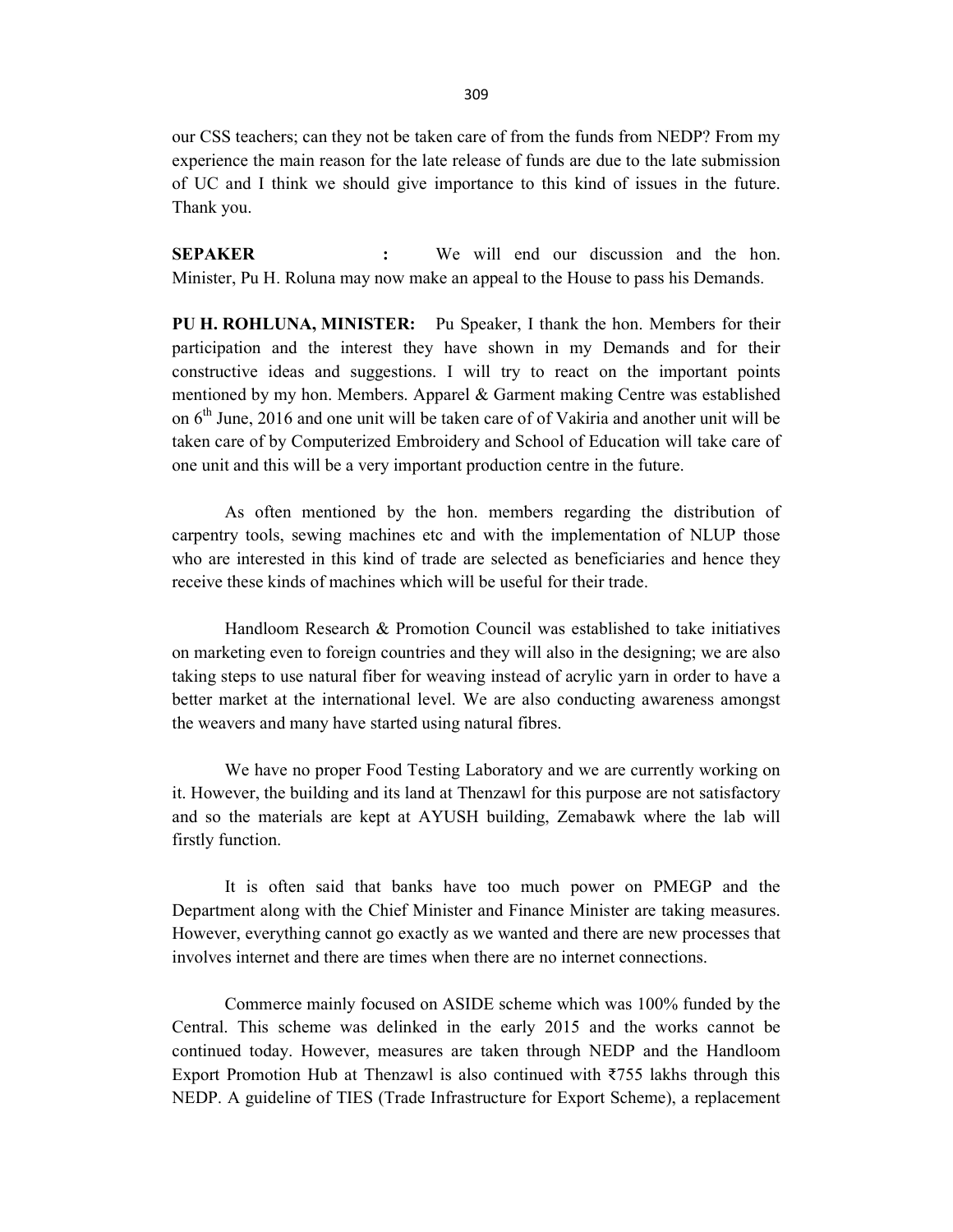our CSS teachers; can they not be taken care of from the funds from NEDP? From my experience the main reason for the late release of funds are due to the late submission of UC and I think we should give importance to this kind of issues in the future. Thank you.

**SEPAKER :** We will end our discussion and the hon. Minister, Pu H. Roluna may now make an appeal to the House to pass his Demands.

**PU H. ROHLUNA, MINISTER:** Pu Speaker, I thank the hon. Members for their participation and the interest they have shown in my Demands and for their constructive ideas and suggestions. I will try to react on the important points mentioned by my hon. Members. Apparel & Garment making Centre was established on 6th June, 2016 and one unit will be taken care of of Vakiria and another unit will be taken care of by Computerized Embroidery and School of Education will take care of one unit and this will be a very important production centre in the future.

As often mentioned by the hon. members regarding the distribution of carpentry tools, sewing machines etc and with the implementation of NLUP those who are interested in this kind of trade are selected as beneficiaries and hence they receive these kinds of machines which will be useful for their trade.

Handloom Research & Promotion Council was established to take initiatives on marketing even to foreign countries and they will also in the designing; we are also taking steps to use natural fiber for weaving instead of acrylic yarn in order to have a better market at the international level. We are also conducting awareness amongst the weavers and many have started using natural fibres.

We have no proper Food Testing Laboratory and we are currently working on it. However, the building and its land at Thenzawl for this purpose are not satisfactory and so the materials are kept at AYUSH building, Zemabawk where the lab will firstly function.

It is often said that banks have too much power on PMEGP and the Department along with the Chief Minister and Finance Minister are taking measures. However, everything cannot go exactly as we wanted and there are new processes that involves internet and there are times when there are no internet connections.

Commerce mainly focused on ASIDE scheme which was 100% funded by the Central. This scheme was delinked in the early 2015 and the works cannot be continued today. However, measures are taken through NEDP and the Handloom Export Promotion Hub at Thenzawl is also continued with ₹755 lakhs through this NEDP. A guideline of TIES (Trade Infrastructure for Export Scheme), a replacement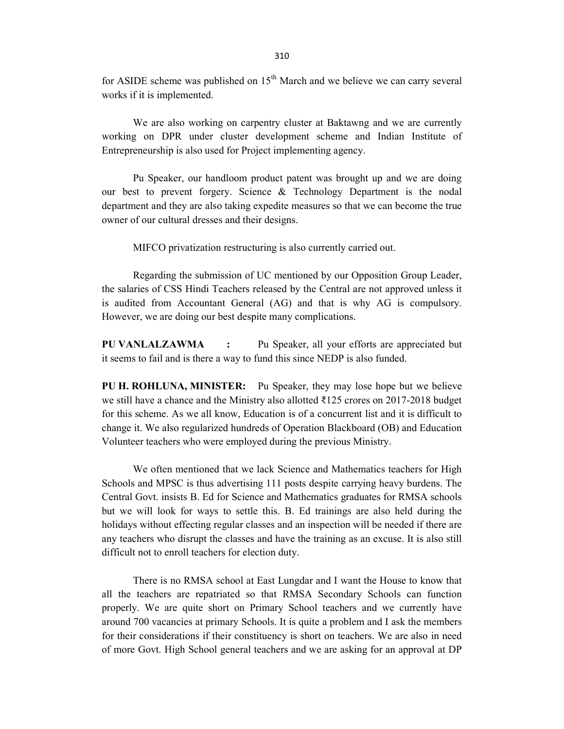for ASIDE scheme was published on 15th March and we believe we can carry several works if it is implemented.

We are also working on carpentry cluster at Baktawng and we are currently working on DPR under cluster development scheme and Indian Institute of Entrepreneurship is also used for Project implementing agency.

Pu Speaker, our handloom product patent was brought up and we are doing our best to prevent forgery. Science & Technology Department is the nodal department and they are also taking expedite measures so that we can become the true owner of our cultural dresses and their designs.

MIFCO privatization restructuring is also currently carried out.

Regarding the submission of UC mentioned by our Opposition Group Leader, the salaries of CSS Hindi Teachers released by the Central are not approved unless it is audited from Accountant General (AG) and that is why AG is compulsory. However, we are doing our best despite many complications.

**PU VANLALZAWMA :** Pu Speaker, all your efforts are appreciated but it seems to fail and is there a way to fund this since NEDP is also funded.

**PU H. ROHLUNA, MINISTER:** Pu Speaker, they may lose hope but we believe we still have a chance and the Ministry also allotted ₹125 crores on 2017-2018 budget for this scheme. As we all know, Education is of a concurrent list and it is difficult to change it. We also regularized hundreds of Operation Blackboard (OB) and Education Volunteer teachers who were employed during the previous Ministry.

We often mentioned that we lack Science and Mathematics teachers for High Schools and MPSC is thus advertising 111 posts despite carrying heavy burdens. The Central Govt. insists B. Ed for Science and Mathematics graduates for RMSA schools but we will look for ways to settle this. B. Ed trainings are also held during the holidays without effecting regular classes and an inspection will be needed if there are any teachers who disrupt the classes and have the training as an excuse. It is also still difficult not to enroll teachers for election duty.

There is no RMSA school at East Lungdar and I want the House to know that all the teachers are repatriated so that RMSA Secondary Schools can function properly. We are quite short on Primary School teachers and we currently have around 700 vacancies at primary Schools. It is quite a problem and I ask the members for their considerations if their constituency is short on teachers. We are also in need of more Govt. High School general teachers and we are asking for an approval at DP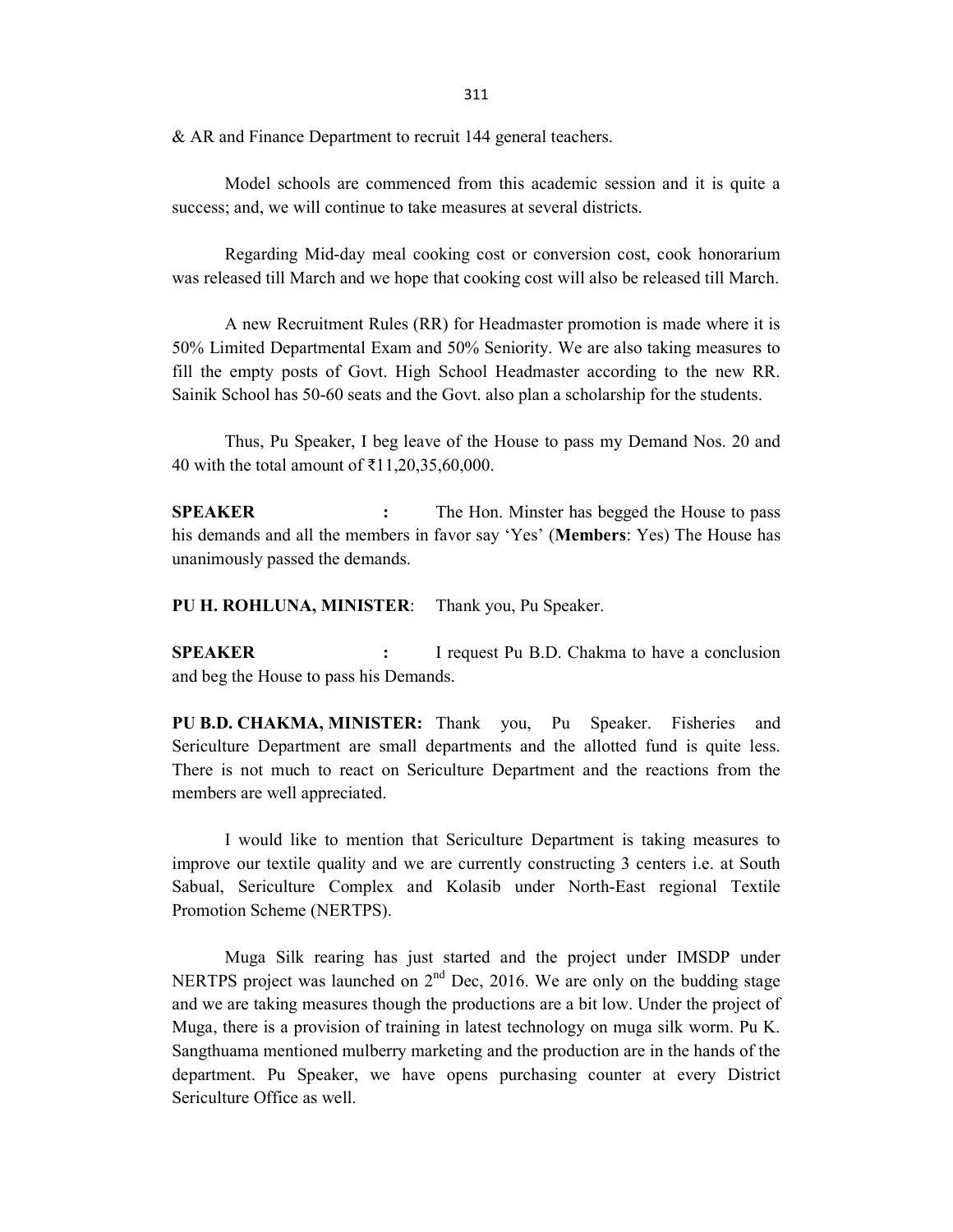& AR and Finance Department to recruit 144 general teachers.

Model schools are commenced from this academic session and it is quite a success; and, we will continue to take measures at several districts.

Regarding Mid-day meal cooking cost or conversion cost, cook honorarium was released till March and we hope that cooking cost will also be released till March.

A new Recruitment Rules (RR) for Headmaster promotion is made where it is 50% Limited Departmental Exam and 50% Seniority. We are also taking measures to fill the empty posts of Govt. High School Headmaster according to the new RR. Sainik School has 50-60 seats and the Govt. also plan a scholarship for the students.

Thus, Pu Speaker, I beg leave of the House to pass my Demand Nos. 20 and 40 with the total amount of ₹11,20,35,60,000.

**SPEAKER** : The Hon. Minster has begged the House to pass his demands and all the members in favor say 'Yes' (**Members**: Yes) The House has unanimously passed the demands.

**PU H. ROHLUNA, MINISTER**: Thank you, Pu Speaker.

**SPEAKER** : I request Pu B.D. Chakma to have a conclusion and beg the House to pass his Demands.

**PU B.D. CHAKMA, MINISTER:** Thank you, Pu Speaker. Fisheries and Sericulture Department are small departments and the allotted fund is quite less. There is not much to react on Sericulture Department and the reactions from the members are well appreciated.

I would like to mention that Sericulture Department is taking measures to improve our textile quality and we are currently constructing 3 centers i.e. at South Sabual, Sericulture Complex and Kolasib under North-East regional Textile Promotion Scheme (NERTPS).

Muga Silk rearing has just started and the project under IMSDP under NERTPS project was launched on 2nd Dec, 2016. We are only on the budding stage and we are taking measures though the productions are a bit low. Under the project of Muga, there is a provision of training in latest technology on muga silk worm. Pu K. Sangthuama mentioned mulberry marketing and the production are in the hands of the department. Pu Speaker, we have opens purchasing counter at every District Sericulture Office as well.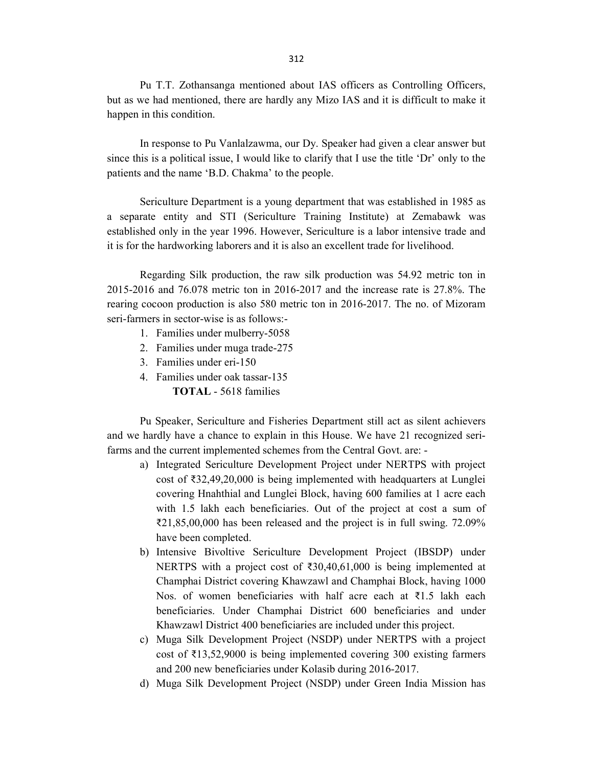Pu T.T. Zothansanga mentioned about IAS officers as Controlling Officers, but as we had mentioned, there are hardly any Mizo IAS and it is difficult to make it happen in this condition.

In response to Pu Vanlalzawma, our Dy. Speaker had given a clear answer but since this is a political issue, I would like to clarify that I use the title 'Dr' only to the patients and the name 'B.D. Chakma' to the people.

Sericulture Department is a young department that was established in 1985 as a separate entity and STI (Sericulture Training Institute) at Zemabawk was established only in the year 1996. However, Sericulture is a labor intensive trade and it is for the hardworking laborers and it is also an excellent trade for livelihood.

Regarding Silk production, the raw silk production was 54.92 metric ton in 2015-2016 and 76.078 metric ton in 2016-2017 and the increase rate is 27.8%. The rearing cocoon production is also 580 metric ton in 2016-2017. The no. of Mizoram seri-farmers in sector-wise is as follows:-

1. Families under mulberry-5058
2. Families under muga trade-275
3. Families under eri-150
4. Families under oak tassar-135

   **TOTAL** - 5618 families

Pu Speaker, Sericulture and Fisheries Department still act as silent achievers and we hardly have a chance to explain in this House. We have 21 recognized seri-farms and the current implemented schemes from the Central Govt. are: -

a) Integrated Sericulture Development Project under NERTPS with project cost of ₹32,49,20,000 is being implemented with headquarters at Lunglei covering Hnahthial and Lunglei Block, having 600 families at 1 acre each with 1.5 lakh each beneficiaries. Out of the project at cost a sum of ₹21,85,00,000 has been released and the project is in full swing. 72.09% have been completed.
b) Intensive Bivoltive Sericulture Development Project (IBSDP) under NERTPS with a project cost of ₹30,40,61,000 is being implemented at Champhai District covering Khawzawl and Champhai Block, having 1000 Nos. of women beneficiaries with half acre each at ₹1.5 lakh each beneficiaries. Under Champhai District 600 beneficiaries and under Khawzawl District 400 beneficiaries are included under this project.
c) Muga Silk Development Project (NSDP) under NERTPS with a project cost of ₹13,52,9000 is being implemented covering 300 existing farmers and 200 new beneficiaries under Kolasib during 2016-2017.
d) Muga Silk Development Project (NSDP) under Green India Mission has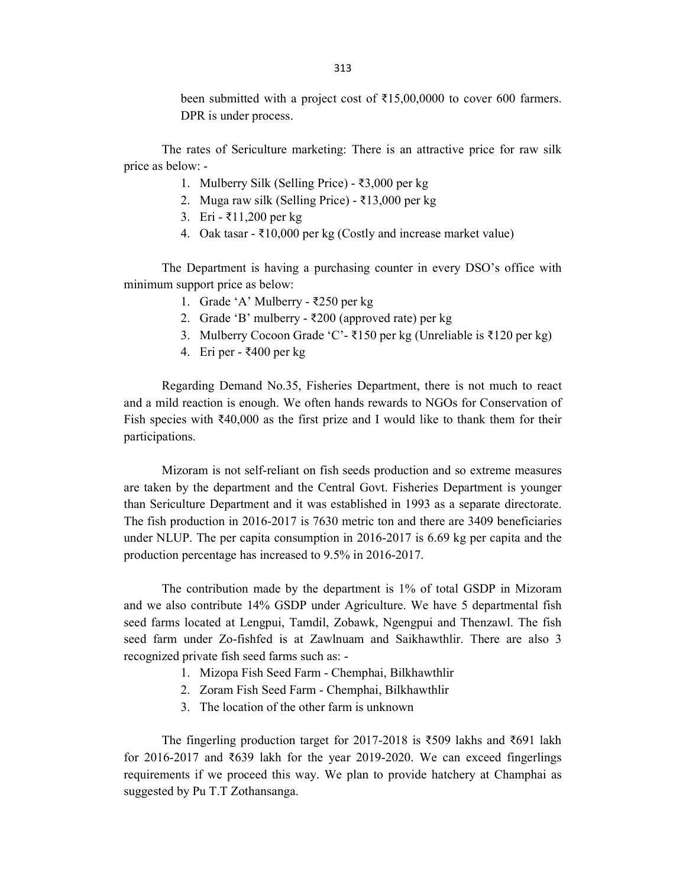been submitted with a project cost of ₹15,00,0000 to cover 600 farmers. DPR is under process.

The rates of Sericulture marketing: There is an attractive price for raw silk price as below: -

1. Mulberry Silk (Selling Price) - ₹3,000 per kg
2. Muga raw silk (Selling Price) - ₹13,000 per kg
3. Eri - ₹11,200 per kg
4. Oak tasar - ₹10,000 per kg (Costly and increase market value)

The Department is having a purchasing counter in every DSO's office with minimum support price as below:

1. Grade 'A' Mulberry - ₹250 per kg
2. Grade 'B' mulberry - ₹200 (approved rate) per kg
3. Mulberry Cocoon Grade 'C'- ₹150 per kg (Unreliable is ₹120 per kg)
4. Eri per - ₹400 per kg

Regarding Demand No.35, Fisheries Department, there is not much to react and a mild reaction is enough. We often hands rewards to NGOs for Conservation of Fish species with ₹40,000 as the first prize and I would like to thank them for their participations.

Mizoram is not self-reliant on fish seeds production and so extreme measures are taken by the department and the Central Govt. Fisheries Department is younger than Sericulture Department and it was established in 1993 as a separate directorate. The fish production in 2016-2017 is 7630 metric ton and there are 3409 beneficiaries under NLUP. The per capita consumption in 2016-2017 is 6.69 kg per capita and the production percentage has increased to 9.5% in 2016-2017.

The contribution made by the department is 1% of total GSDP in Mizoram and we also contribute 14% GSDP under Agriculture. We have 5 departmental fish seed farms located at Lengpui, Tamdil, Zobawk, Ngengpui and Thenzawl. The fish seed farm under Zo-fishfed is at Zawlnuam and Saikhawthlir. There are also 3 recognized private fish seed farms such as: -

1. Mizopa Fish Seed Farm - Chemphai, Bilkhawthlir
2. Zoram Fish Seed Farm - Chemphai, Bilkhawthlir
3. The location of the other farm is unknown

The fingerling production target for 2017-2018 is ₹509 lakhs and ₹691 lakh for 2016-2017 and ₹639 lakh for the year 2019-2020. We can exceed fingerlings requirements if we proceed this way. We plan to provide hatchery at Champhai as suggested by Pu T.T Zothansanga.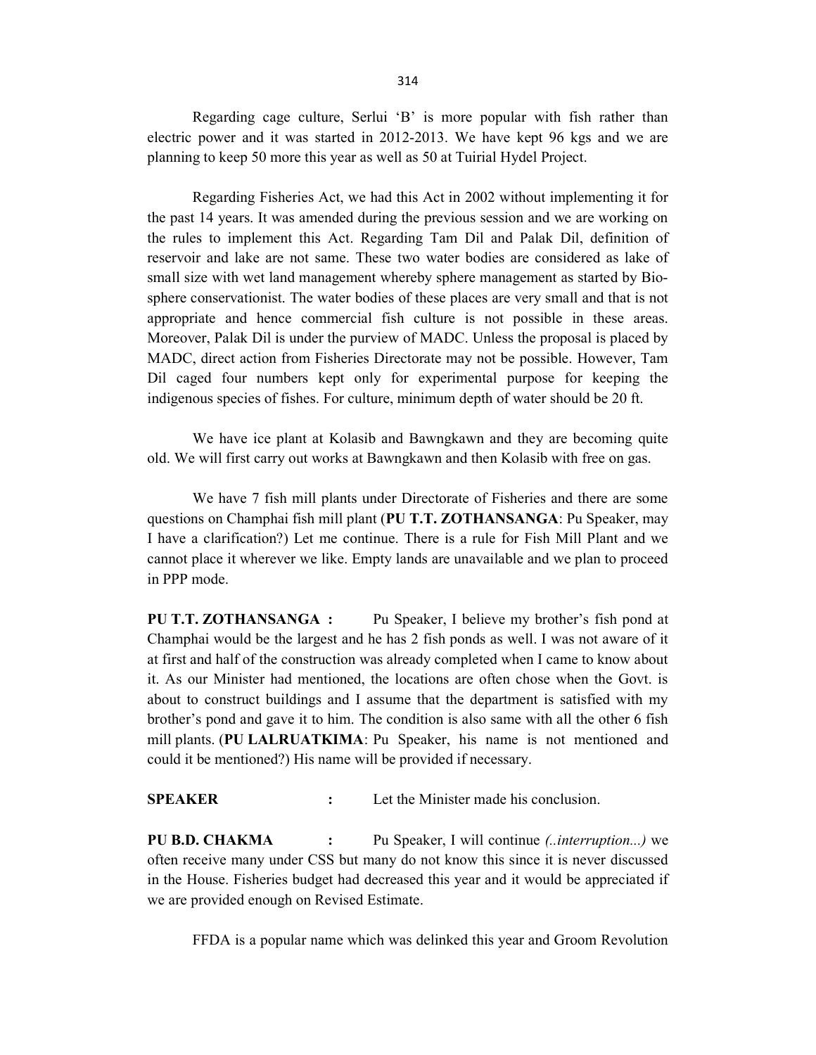Regarding cage culture, Serlui 'B' is more popular with fish rather than electric power and it was started in 2012-2013. We have kept 96 kgs and we are planning to keep 50 more this year as well as 50 at Tuirial Hydel Project.

Regarding Fisheries Act, we had this Act in 2002 without implementing it for the past 14 years. It was amended during the previous session and we are working on the rules to implement this Act. Regarding Tam Dil and Palak Dil, definition of reservoir and lake are not same. These two water bodies are considered as lake of small size with wet land management whereby sphere management as started by Bio-sphere conservationist. The water bodies of these places are very small and that is not appropriate and hence commercial fish culture is not possible in these areas. Moreover, Palak Dil is under the purview of MADC. Unless the proposal is placed by MADC, direct action from Fisheries Directorate may not be possible. However, Tam Dil caged four numbers kept only for experimental purpose for keeping the indigenous species of fishes. For culture, minimum depth of water should be 20 ft.

We have ice plant at Kolasib and Bawngkawn and they are becoming quite old. We will first carry out works at Bawngkawn and then Kolasib with free on gas.

We have 7 fish mill plants under Directorate of Fisheries and there are some questions on Champhai fish mill plant (**PU T.T. ZOTHANSANGA**: Pu Speaker, may I have a clarification?) Let me continue. There is a rule for Fish Mill Plant and we cannot place it wherever we like. Empty lands are unavailable and we plan to proceed in PPP mode.

**PU T.T. ZOTHANSANGA :** Pu Speaker, I believe my brother's fish pond at Champhai would be the largest and he has 2 fish ponds as well. I was not aware of it at first and half of the construction was already completed when I came to know about it. As our Minister had mentioned, the locations are often chose when the Govt. is about to construct buildings and I assume that the department is satisfied with my brother's pond and gave it to him. The condition is also same with all the other 6 fish mill plants. (**PU LALRUATKIMA**: Pu Speaker, his name is not mentioned and could it be mentioned?) His name will be provided if necessary.

**SPEAKER :** Let the Minister made his conclusion.

**PU B.D. CHAKMA :** Pu Speaker, I will continue *(..interruption...)* we often receive many under CSS but many do not know this since it is never discussed in the House. Fisheries budget had decreased this year and it would be appreciated if we are provided enough on Revised Estimate.

FFDA is a popular name which was delinked this year and Groom Revolution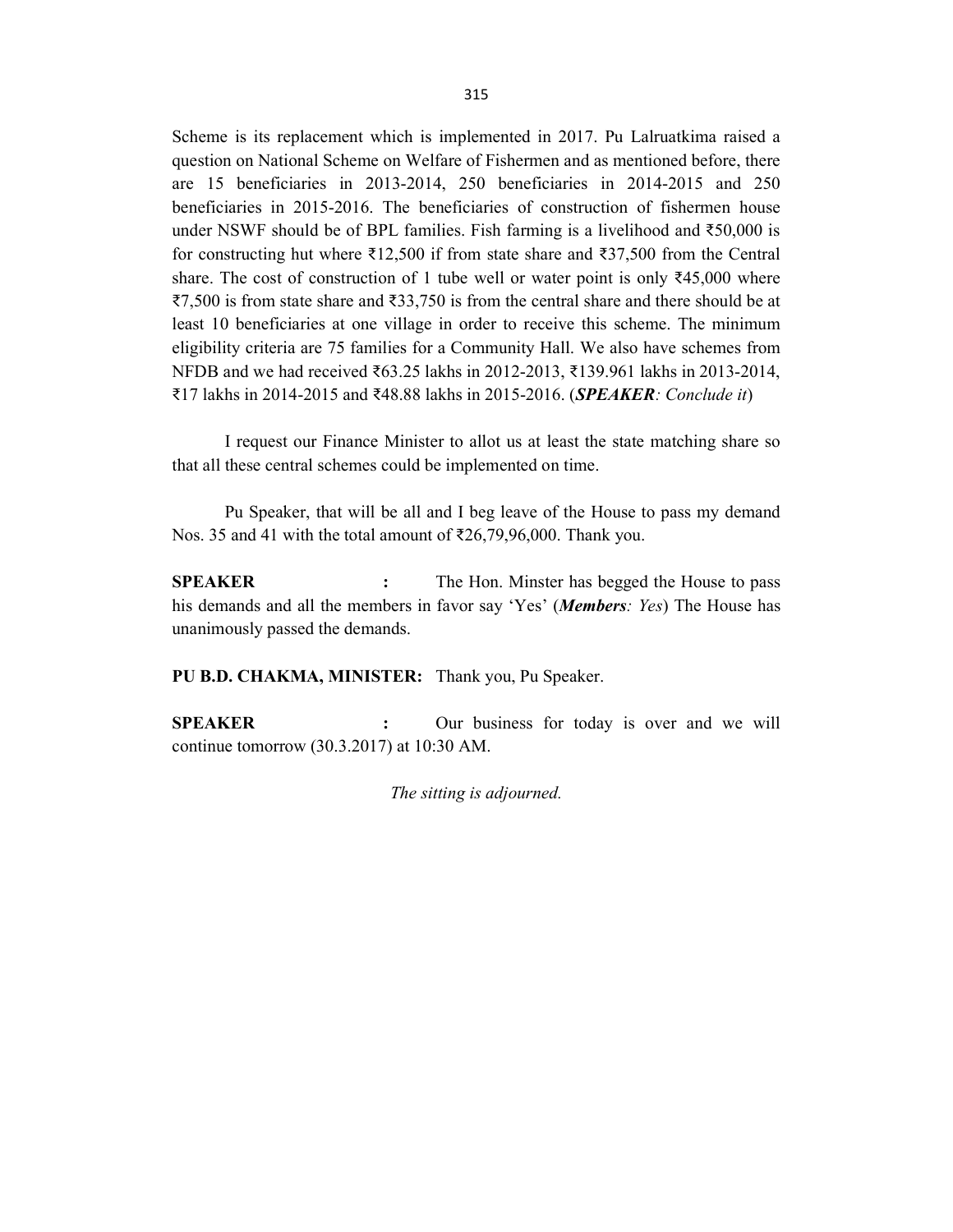Scheme is its replacement which is implemented in 2017. Pu Lalruatkima raised a question on National Scheme on Welfare of Fishermen and as mentioned before, there are 15 beneficiaries in 2013-2014, 250 beneficiaries in 2014-2015 and 250 beneficiaries in 2015-2016. The beneficiaries of construction of fishermen house under NSWF should be of BPL families. Fish farming is a livelihood and ₹50,000 is for constructing hut where ₹12,500 if from state share and ₹37,500 from the Central share. The cost of construction of 1 tube well or water point is only ₹45,000 where ₹7,500 is from state share and ₹33,750 is from the central share and there should be at least 10 beneficiaries at one village in order to receive this scheme. The minimum eligibility criteria are 75 families for a Community Hall. We also have schemes from NFDB and we had received ₹63.25 lakhs in 2012-2013, ₹139.961 lakhs in 2013-2014, ₹17 lakhs in 2014-2015 and ₹48.88 lakhs in 2015-2016. (***SPEAKER**: Conclude it*)

I request our Finance Minister to allot us at least the state matching share so that all these central schemes could be implemented on time.

Pu Speaker, that will be all and I beg leave of the House to pass my demand Nos. 35 and 41 with the total amount of ₹26,79,96,000. Thank you.

**SPEAKER** : The Hon. Minster has begged the House to pass his demands and all the members in favor say 'Yes' (***Members**: Yes*) The House has unanimously passed the demands.

**PU B.D. CHAKMA, MINISTER:** Thank you, Pu Speaker.

**SPEAKER** : Our business for today is over and we will continue tomorrow (30.3.2017) at 10:30 AM.

*The sitting is adjourned.*